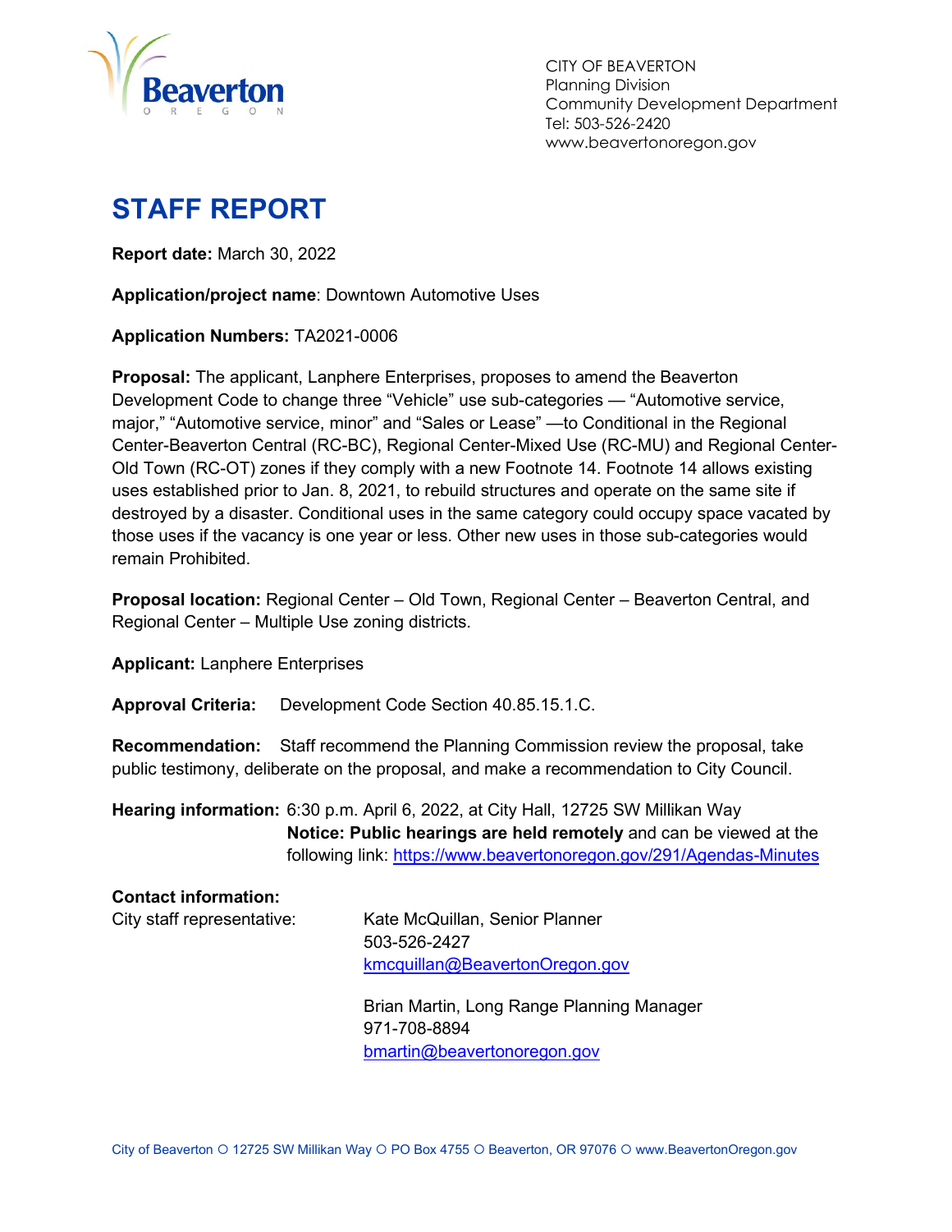CITY OF BEAVERTON
Planning Division
Community Development Department
Tel: 503-526-2420
www.beavertonoregon.gov

# STAFF REPORT

**Report date:** March 30, 2022

**Application/project name**: Downtown Automotive Uses

**Application Numbers:** TA2021-0006

**Proposal:** The applicant, Lanphere Enterprises, proposes to amend the Beaverton Development Code to change three "Vehicle" use sub-categories — "Automotive service, major," "Automotive service, minor" and "Sales or Lease" —to Conditional in the Regional Center-Beaverton Central (RC-BC), Regional Center-Mixed Use (RC-MU) and Regional Center-Old Town (RC-OT) zones if they comply with a new Footnote 14. Footnote 14 allows existing uses established prior to Jan. 8, 2021, to rebuild structures and operate on the same site if destroyed by a disaster. Conditional uses in the same category could occupy space vacated by those uses if the vacancy is one year or less. Other new uses in those sub-categories would remain Prohibited.

**Proposal location:** Regional Center – Old Town, Regional Center – Beaverton Central, and Regional Center – Multiple Use zoning districts.

**Applicant:** Lanphere Enterprises

**Approval Criteria:** Development Code Section 40.85.15.1.C.

**Recommendation:** Staff recommend the Planning Commission review the proposal, take public testimony, deliberate on the proposal, and make a recommendation to City Council.

**Hearing information:** 6:30 p.m. April 6, 2022, at City Hall, 12725 SW Millikan Way
**Notice: Public hearings are held remotely** and can be viewed at the following link: https://www.beavertonoregon.gov/291/Agendas-Minutes

**Contact information:**

City staff representative:

Kate McQuillan, Senior Planner
503-526-2427
kmcquillan@BeavertonOregon.gov

Brian Martin, Long Range Planning Manager
971-708-8894
bmartin@beavertonoregon.gov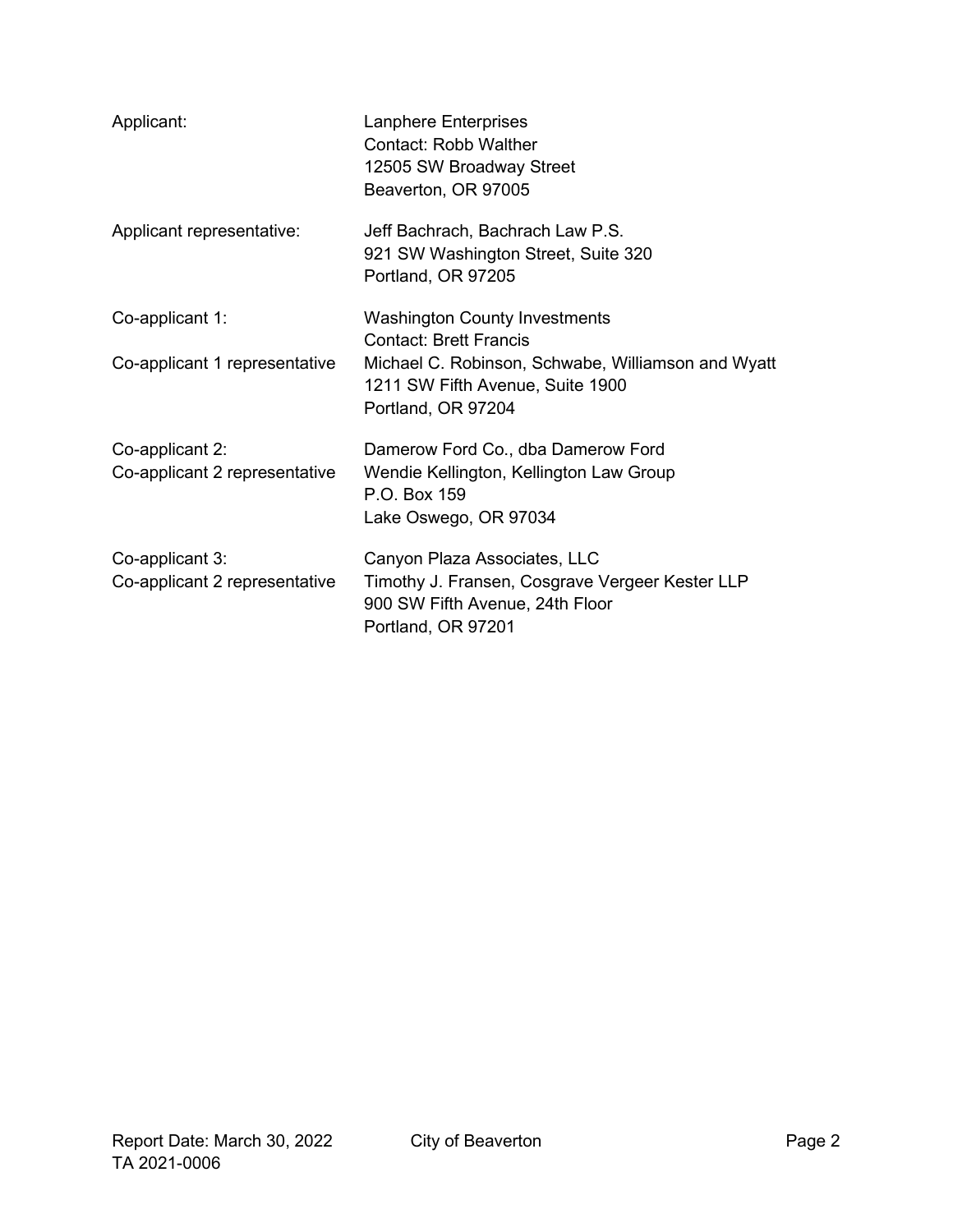| | |
|---|---|
| Applicant: | Lanphere Enterprises<br>Contact: Robb Walther<br>12505 SW Broadway Street<br>Beaverton, OR 97005 |
| Applicant representative: | Jeff Bachrach, Bachrach Law P.S.<br>921 SW Washington Street, Suite 320<br>Portland, OR 97205 |
| Co-applicant 1: | Washington County Investments<br>Contact: Brett Francis |
| Co-applicant 1 representative | Michael C. Robinson, Schwabe, Williamson and Wyatt<br>1211 SW Fifth Avenue, Suite 1900<br>Portland, OR 97204 |
| Co-applicant 2:<br>Co-applicant 2 representative | Damerow Ford Co., dba Damerow Ford<br>Wendie Kellington, Kellington Law Group<br>P.O. Box 159<br>Lake Oswego, OR 97034 |
| Co-applicant 3:<br>Co-applicant 2 representative | Canyon Plaza Associates, LLC<br>Timothy J. Fransen, Cosgrave Vergeer Kester LLP<br>900 SW Fifth Avenue, 24th Floor<br>Portland, OR 97201 |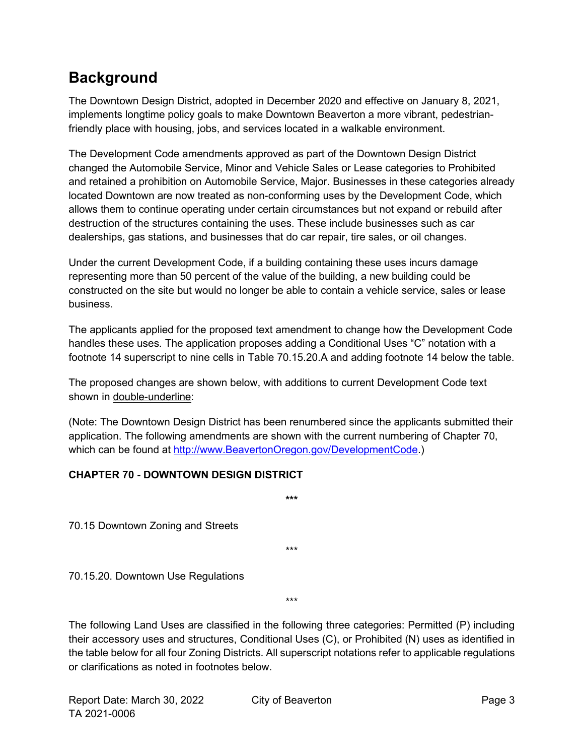## Background

The Downtown Design District, adopted in December 2020 and effective on January 8, 2021, implements longtime policy goals to make Downtown Beaverton a more vibrant, pedestrian-friendly place with housing, jobs, and services located in a walkable environment.

The Development Code amendments approved as part of the Downtown Design District changed the Automobile Service, Minor and Vehicle Sales or Lease categories to Prohibited and retained a prohibition on Automobile Service, Major. Businesses in these categories already located Downtown are now treated as non-conforming uses by the Development Code, which allows them to continue operating under certain circumstances but not expand or rebuild after destruction of the structures containing the uses. These include businesses such as car dealerships, gas stations, and businesses that do car repair, tire sales, or oil changes.

Under the current Development Code, if a building containing these uses incurs damage representing more than 50 percent of the value of the building, a new building could be constructed on the site but would no longer be able to contain a vehicle service, sales or lease business.

The applicants applied for the proposed text amendment to change how the Development Code handles these uses. The application proposes adding a Conditional Uses "C" notation with a footnote 14 superscript to nine cells in Table 70.15.20.A and adding footnote 14 below the table.

The proposed changes are shown below, with additions to current Development Code text shown in double-underline:

(Note: The Downtown Design District has been renumbered since the applicants submitted their application. The following amendments are shown with the current numbering of Chapter 70, which can be found at http://www.BeavertonOregon.gov/DevelopmentCode.)

**CHAPTER 70 - DOWNTOWN DESIGN DISTRICT**

\*\*\*

70.15 Downtown Zoning and Streets

\*\*\*

70.15.20. Downtown Use Regulations

\*\*\*

The following Land Uses are classified in the following three categories: Permitted (P) including their accessory uses and structures, Conditional Uses (C), or Prohibited (N) uses as identified in the table below for all four Zoning Districts. All superscript notations refer to applicable regulations or clarifications as noted in footnotes below.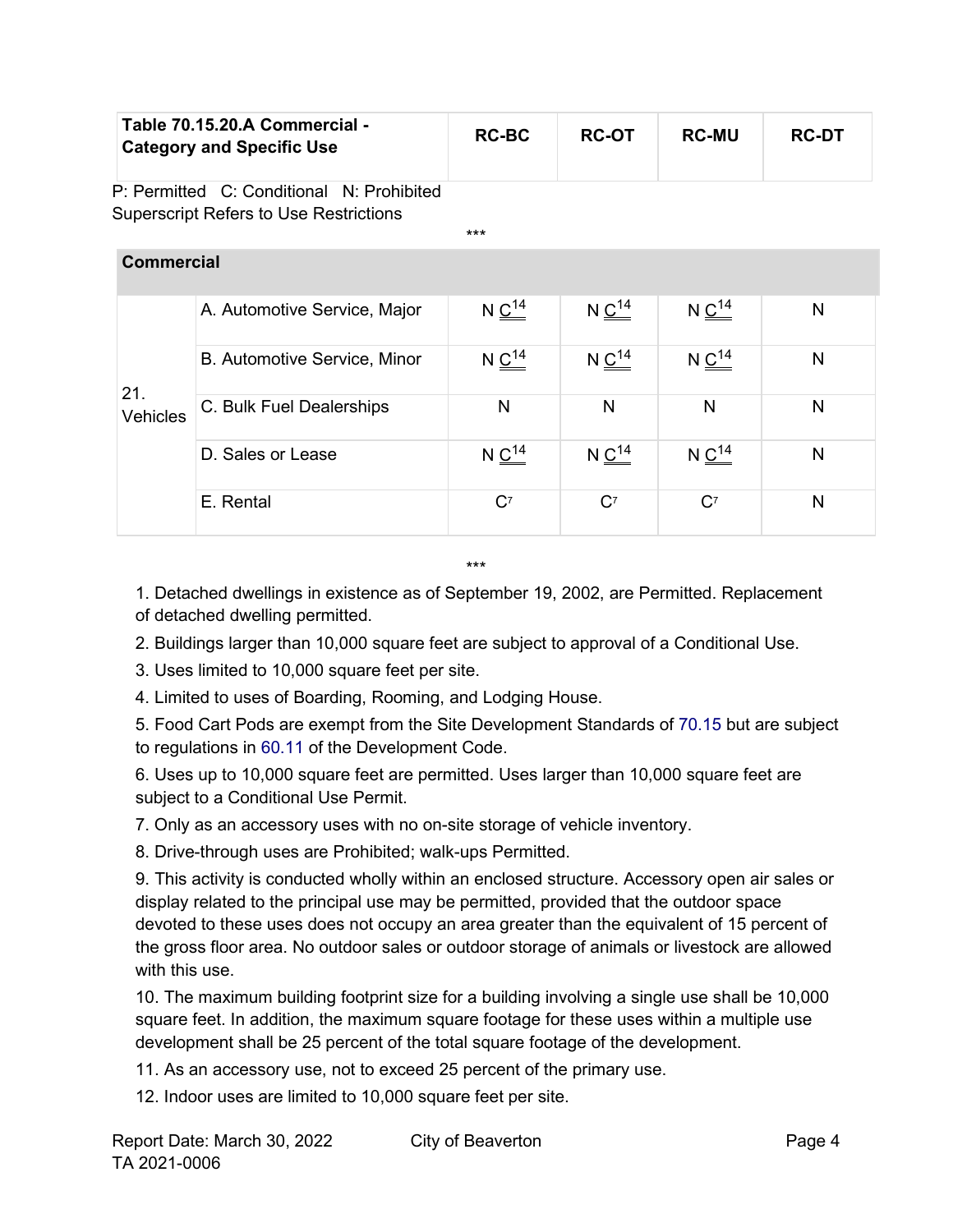| Table 70.15.20.A Commercial - Category and Specific Use | | RC-BC | RC-OT | RC-MU | RC-DT |
|---|---|---|---|---|---|

P: Permitted C: Conditional N: Prohibited
Superscript Refers to Use Restrictions

***

| Commercial | | | | | |
|---|---|---|---|---|---|
| 21. Vehicles | A. Automotive Service, Major | N C[14] | N C[14] | N C[14] | N |
| | B. Automotive Service, Minor | N C[14] | N C[14] | N C[14] | N |
| | C. Bulk Fuel Dealerships | N | N | N | N |
| | D. Sales or Lease | N C[14] | N C[14] | N C[14] | N |
| | E. Rental | C[7] | C[7] | C[7] | N |

***

1. Detached dwellings in existence as of September 19, 2002, are Permitted. Replacement of detached dwelling permitted.
2. Buildings larger than 10,000 square feet are subject to approval of a Conditional Use.
3. Uses limited to 10,000 square feet per site.
4. Limited to uses of Boarding, Rooming, and Lodging House.
5. Food Cart Pods are exempt from the Site Development Standards of 70.15 but are subject to regulations in 60.11 of the Development Code.
6. Uses up to 10,000 square feet are permitted. Uses larger than 10,000 square feet are subject to a Conditional Use Permit.
7. Only as an accessory uses with no on-site storage of vehicle inventory.
8. Drive-through uses are Prohibited; walk-ups Permitted.
9. This activity is conducted wholly within an enclosed structure. Accessory open air sales or display related to the principal use may be permitted, provided that the outdoor space devoted to these uses does not occupy an area greater than the equivalent of 15 percent of the gross floor area. No outdoor sales or outdoor storage of animals or livestock are allowed with this use.
10. The maximum building footprint size for a building involving a single use shall be 10,000 square feet. In addition, the maximum square footage for these uses within a multiple use development shall be 25 percent of the total square footage of the development.
11. As an accessory use, not to exceed 25 percent of the primary use.
12. Indoor uses are limited to 10,000 square feet per site.

Report Date: March 30, 2022 City of Beaverton
TA 2021-0006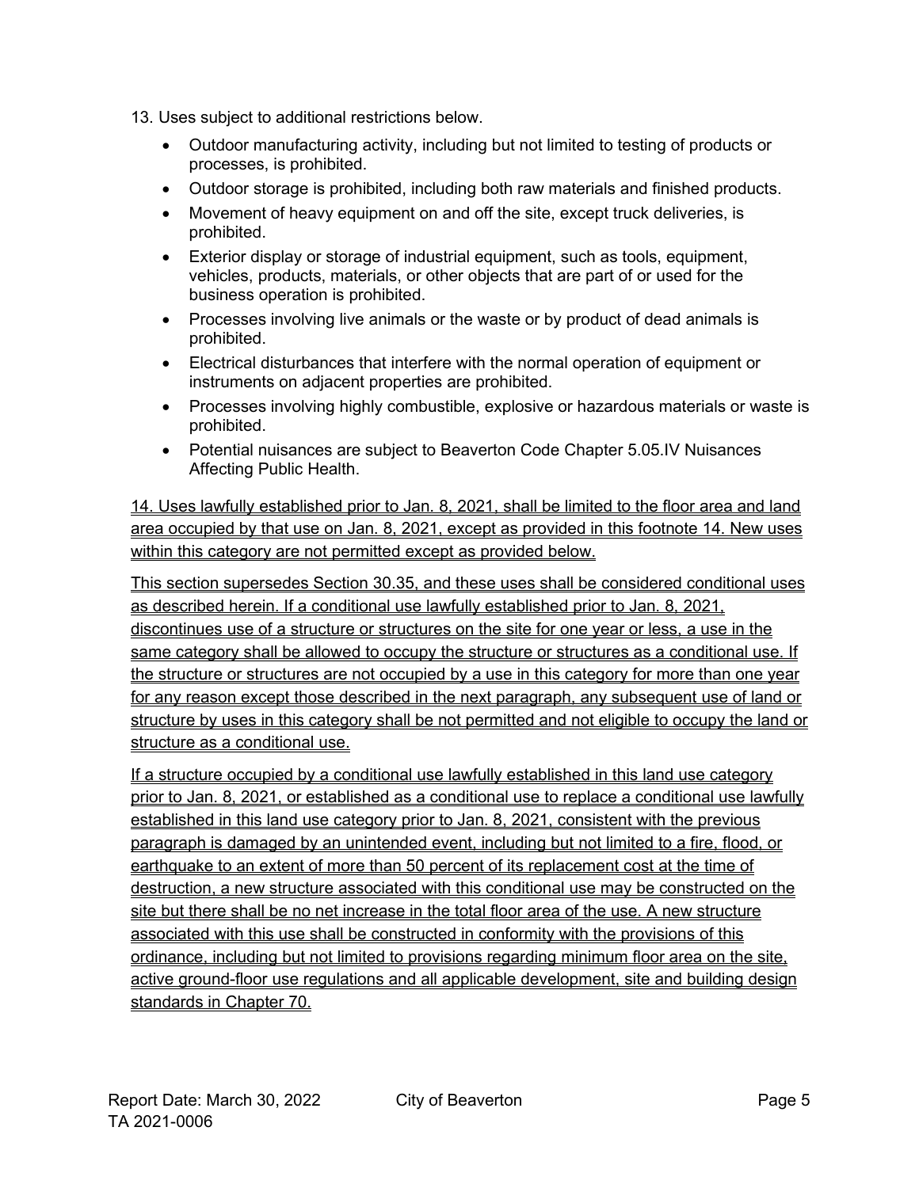13. Uses subject to additional restrictions below.

- Outdoor manufacturing activity, including but not limited to testing of products or processes, is prohibited.
- Outdoor storage is prohibited, including both raw materials and finished products.
- Movement of heavy equipment on and off the site, except truck deliveries, is prohibited.
- Exterior display or storage of industrial equipment, such as tools, equipment, vehicles, products, materials, or other objects that are part of or used for the business operation is prohibited.
- Processes involving live animals or the waste or by product of dead animals is prohibited.
- Electrical disturbances that interfere with the normal operation of equipment or instruments on adjacent properties are prohibited.
- Processes involving highly combustible, explosive or hazardous materials or waste is prohibited.
- Potential nuisances are subject to Beaverton Code Chapter 5.05.IV Nuisances Affecting Public Health.

<u>14. Uses lawfully established prior to Jan. 8, 2021, shall be limited to the floor area and land area occupied by that use on Jan. 8, 2021, except as provided in this footnote 14. New uses within this category are not permitted except as provided below.</u>

<u>This section supersedes Section 30.35, and these uses shall be considered conditional uses as described herein. If a conditional use lawfully established prior to Jan. 8, 2021, discontinues use of a structure or structures on the site for one year or less, a use in the same category shall be allowed to occupy the structure or structures as a conditional use. If the structure or structures are not occupied by a use in this category for more than one year for any reason except those described in the next paragraph, any subsequent use of land or structure by uses in this category shall be not permitted and not eligible to occupy the land or structure as a conditional use.</u>

<u>If a structure occupied by a conditional use lawfully established in this land use category prior to Jan. 8, 2021, or established as a conditional use to replace a conditional use lawfully established in this land use category prior to Jan. 8, 2021, consistent with the previous paragraph is damaged by an unintended event, including but not limited to a fire, flood, or earthquake to an extent of more than 50 percent of its replacement cost at the time of destruction, a new structure associated with this conditional use may be constructed on the site but there shall be no net increase in the total floor area of the use. A new structure associated with this use shall be constructed in conformity with the provisions of this ordinance, including but not limited to provisions regarding minimum floor area on the site, active ground-floor use regulations and all applicable development, site and building design standards in Chapter 70.</u>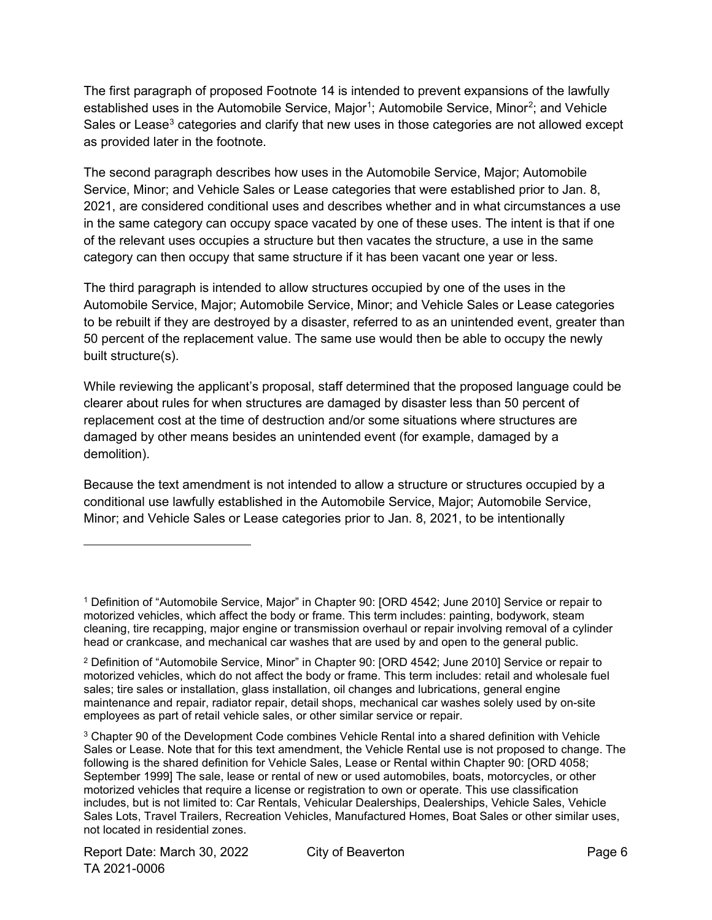The first paragraph of proposed Footnote 14 is intended to prevent expansions of the lawfully established uses in the Automobile Service, Major[1]; Automobile Service, Minor[2]; and Vehicle Sales or Lease[3] categories and clarify that new uses in those categories are not allowed except as provided later in the footnote.

The second paragraph describes how uses in the Automobile Service, Major; Automobile Service, Minor; and Vehicle Sales or Lease categories that were established prior to Jan. 8, 2021, are considered conditional uses and describes whether and in what circumstances a use in the same category can occupy space vacated by one of these uses. The intent is that if one of the relevant uses occupies a structure but then vacates the structure, a use in the same category can then occupy that same structure if it has been vacant one year or less.

The third paragraph is intended to allow structures occupied by one of the uses in the Automobile Service, Major; Automobile Service, Minor; and Vehicle Sales or Lease categories to be rebuilt if they are destroyed by a disaster, referred to as an unintended event, greater than 50 percent of the replacement value. The same use would then be able to occupy the newly built structure(s).

While reviewing the applicant's proposal, staff determined that the proposed language could be clearer about rules for when structures are damaged by disaster less than 50 percent of replacement cost at the time of destruction and/or some situations where structures are damaged by other means besides an unintended event (for example, damaged by a demolition).

Because the text amendment is not intended to allow a structure or structures occupied by a conditional use lawfully established in the Automobile Service, Major; Automobile Service, Minor; and Vehicle Sales or Lease categories prior to Jan. 8, 2021, to be intentionally

---

[1] Definition of "Automobile Service, Major" in Chapter 90: [ORD 4542; June 2010] Service or repair to motorized vehicles, which affect the body or frame. This term includes: painting, bodywork, steam cleaning, tire recapping, major engine or transmission overhaul or repair involving removal of a cylinder head or crankcase, and mechanical car washes that are used by and open to the general public.

[2] Definition of "Automobile Service, Minor" in Chapter 90: [ORD 4542; June 2010] Service or repair to motorized vehicles, which do not affect the body or frame. This term includes: retail and wholesale fuel sales; tire sales or installation, glass installation, oil changes and lubrications, general engine maintenance and repair, radiator repair, detail shops, mechanical car washes solely used by on-site employees as part of retail vehicle sales, or other similar service or repair.

[3] Chapter 90 of the Development Code combines Vehicle Rental into a shared definition with Vehicle Sales or Lease. Note that for this text amendment, the Vehicle Rental use is not proposed to change. The following is the shared definition for Vehicle Sales, Lease or Rental within Chapter 90: [ORD 4058; September 1999] The sale, lease or rental of new or used automobiles, boats, motorcycles, or other motorized vehicles that require a license or registration to own or operate. This use classification includes, but is not limited to: Car Rentals, Vehicular Dealerships, Dealerships, Vehicle Sales, Vehicle Sales Lots, Travel Trailers, Recreation Vehicles, Manufactured Homes, Boat Sales or other similar uses, not located in residential zones.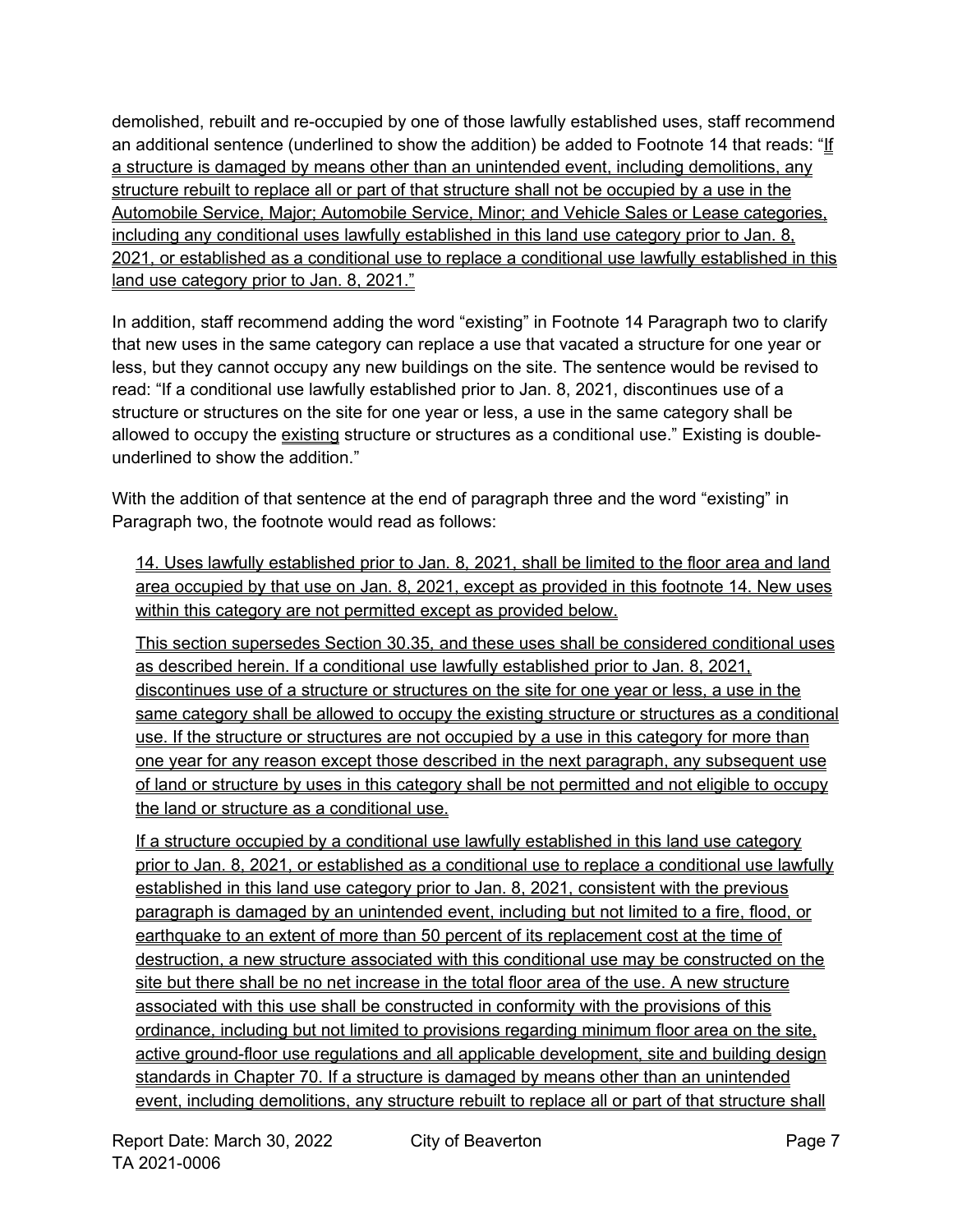demolished, rebuilt and re-occupied by one of those lawfully established uses, staff recommend an additional sentence (underlined to show the addition) be added to Footnote 14 that reads: "<u>If a structure is damaged by means other than an unintended event, including demolitions, any structure rebuilt to replace all or part of that structure shall not be occupied by a use in the Automobile Service, Major; Automobile Service, Minor; and Vehicle Sales or Lease categories, including any conditional uses lawfully established in this land use category prior to Jan. 8, 2021, or established as a conditional use to replace a conditional use lawfully established in this land use category prior to Jan. 8, 2021.</u>"

In addition, staff recommend adding the word "existing" in Footnote 14 Paragraph two to clarify that new uses in the same category can replace a use that vacated a structure for one year or less, but they cannot occupy any new buildings on the site. The sentence would be revised to read: "If a conditional use lawfully established prior to Jan. 8, 2021, discontinues use of a structure or structures on the site for one year or less, a use in the same category shall be allowed to occupy the <u>existing</u> structure or structures as a conditional use." Existing is double-underlined to show the addition."

With the addition of that sentence at the end of paragraph three and the word "existing" in Paragraph two, the footnote would read as follows:

> <u>14. Uses lawfully established prior to Jan. 8, 2021, shall be limited to the floor area and land area occupied by that use on Jan. 8, 2021, except as provided in this footnote 14. New uses within this category are not permitted except as provided below.</u>
>
> <u>This section supersedes Section 30.35, and these uses shall be considered conditional uses as described herein. If a conditional use lawfully established prior to Jan. 8, 2021, discontinues use of a structure or structures on the site for one year or less, a use in the same category shall be allowed to occupy the existing structure or structures as a conditional use. If the structure or structures are not occupied by a use in this category for more than one year for any reason except those described in the next paragraph, any subsequent use of land or structure by uses in this category shall be not permitted and not eligible to occupy the land or structure as a conditional use.</u>
>
> <u>If a structure occupied by a conditional use lawfully established in this land use category prior to Jan. 8, 2021, or established as a conditional use to replace a conditional use lawfully established in this land use category prior to Jan. 8, 2021, consistent with the previous paragraph is damaged by an unintended event, including but not limited to a fire, flood, or earthquake to an extent of more than 50 percent of its replacement cost at the time of destruction, a new structure associated with this conditional use may be constructed on the site but there shall be no net increase in the total floor area of the use. A new structure associated with this use shall be constructed in conformity with the provisions of this ordinance, including but not limited to provisions regarding minimum floor area on the site, active ground-floor use regulations and all applicable development, site and building design standards in Chapter 70. If a structure is damaged by means other than an unintended event, including demolitions, any structure rebuilt to replace all or part of that structure shall</u>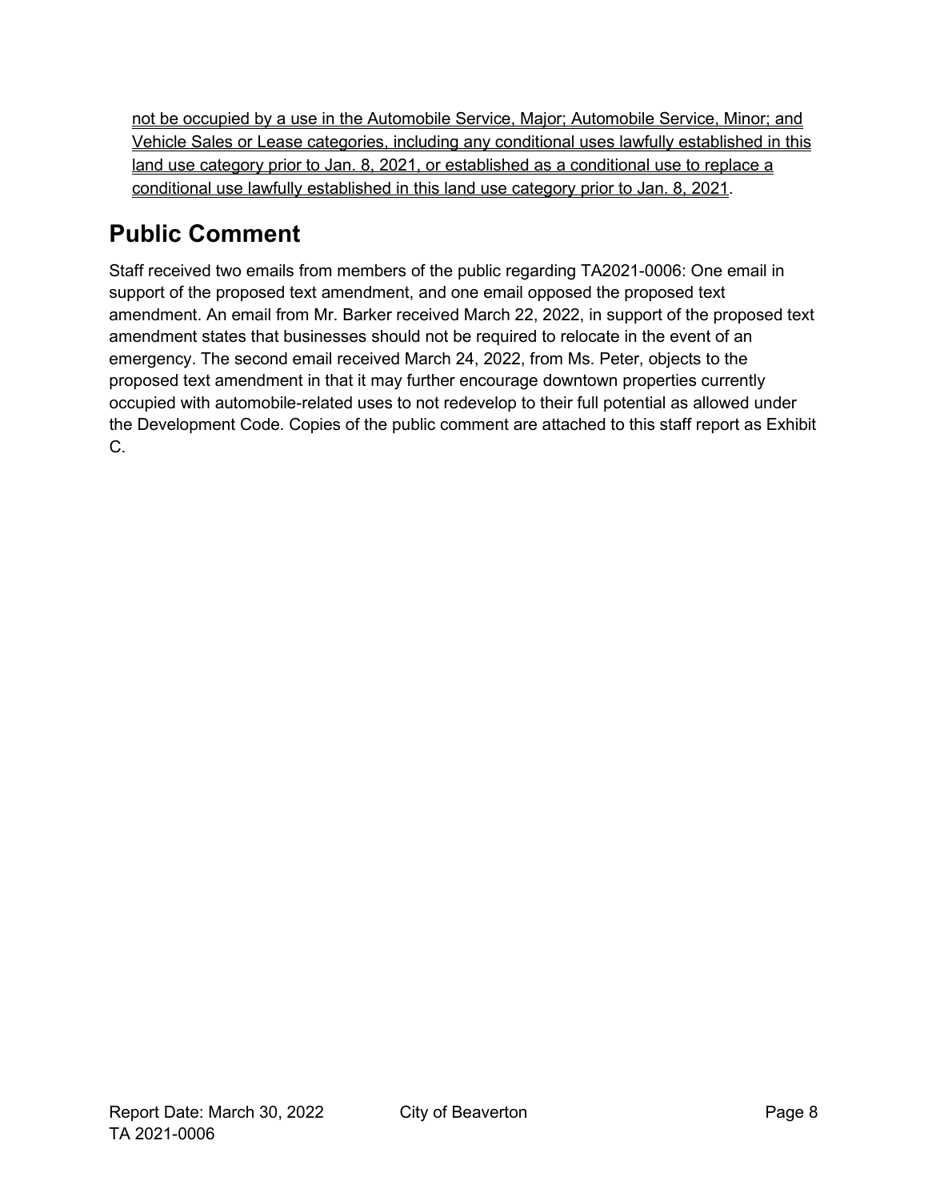<u>not be occupied by a use in the Automobile Service, Major; Automobile Service, Minor; and Vehicle Sales or Lease categories, including any conditional uses lawfully established in this land use category prior to Jan. 8, 2021, or established as a conditional use to replace a conditional use lawfully established in this land use category prior to Jan. 8, 2021</u>.

## Public Comment

Staff received two emails from members of the public regarding TA2021-0006: One email in support of the proposed text amendment, and one email opposed the proposed text amendment. An email from Mr. Barker received March 22, 2022, in support of the proposed text amendment states that businesses should not be required to relocate in the event of an emergency. The second email received March 24, 2022, from Ms. Peter, objects to the proposed text amendment in that it may further encourage downtown properties currently occupied with automobile-related uses to not redevelop to their full potential as allowed under the Development Code. Copies of the public comment are attached to this staff report as Exhibit C.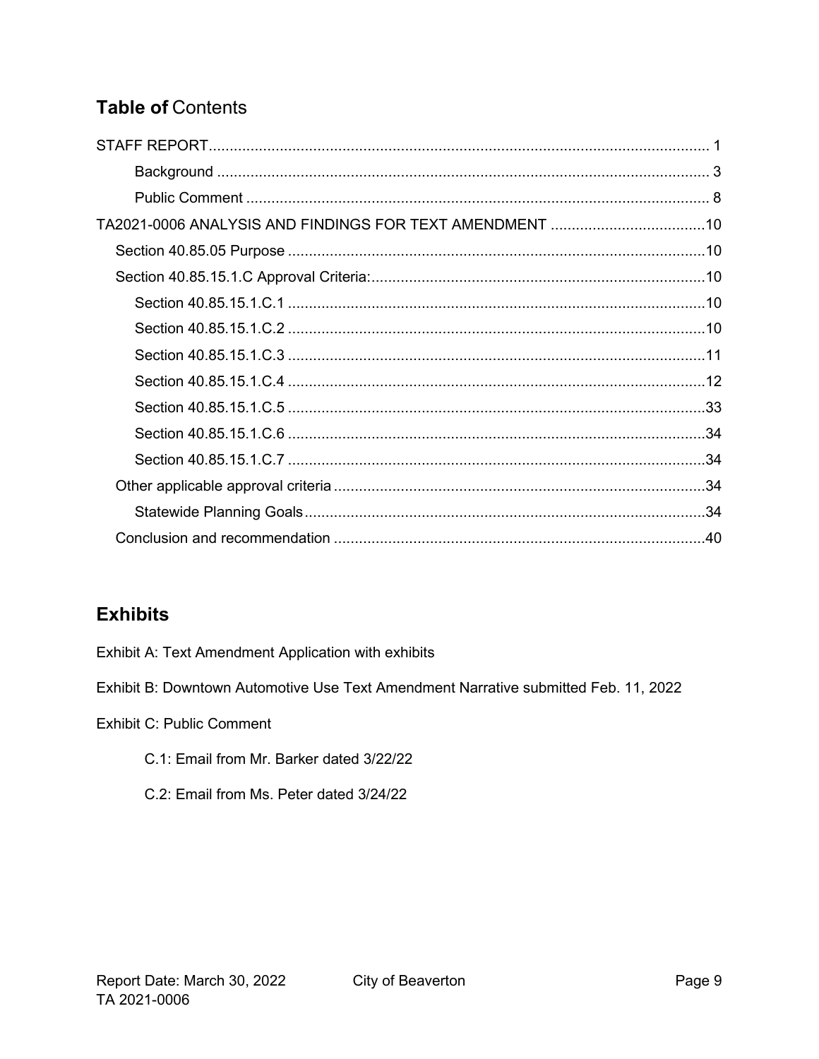## Table of Contents

STAFF REPORT........................................................................................................................ 1

  Background ....................................................................................................................... 3

  Public Comment ................................................................................................................ 8

TA2021-0006 ANALYSIS AND FINDINGS FOR TEXT AMENDMENT .....................................10

 Section 40.85.05 Purpose .....................................................................................................10

 Section 40.85.15.1.C Approval Criteria:................................................................................10

  Section 40.85.15.1.C.1 ....................................................................................................10

  Section 40.85.15.1.C.2 ....................................................................................................10

  Section 40.85.15.1.C.3 ....................................................................................................11

  Section 40.85.15.1.C.4 ....................................................................................................12

  Section 40.85.15.1.C.5 ....................................................................................................33

  Section 40.85.15.1.C.6 ....................................................................................................34

  Section 40.85.15.1.C.7 ....................................................................................................34

 Other applicable approval criteria .........................................................................................34

  Statewide Planning Goals.................................................................................................34

 Conclusion and recommendation .........................................................................................40

## Exhibits

Exhibit A: Text Amendment Application with exhibits

Exhibit B: Downtown Automotive Use Text Amendment Narrative submitted Feb. 11, 2022

Exhibit C: Public Comment

  C.1: Email from Mr. Barker dated 3/22/22

  C.2: Email from Ms. Peter dated 3/24/22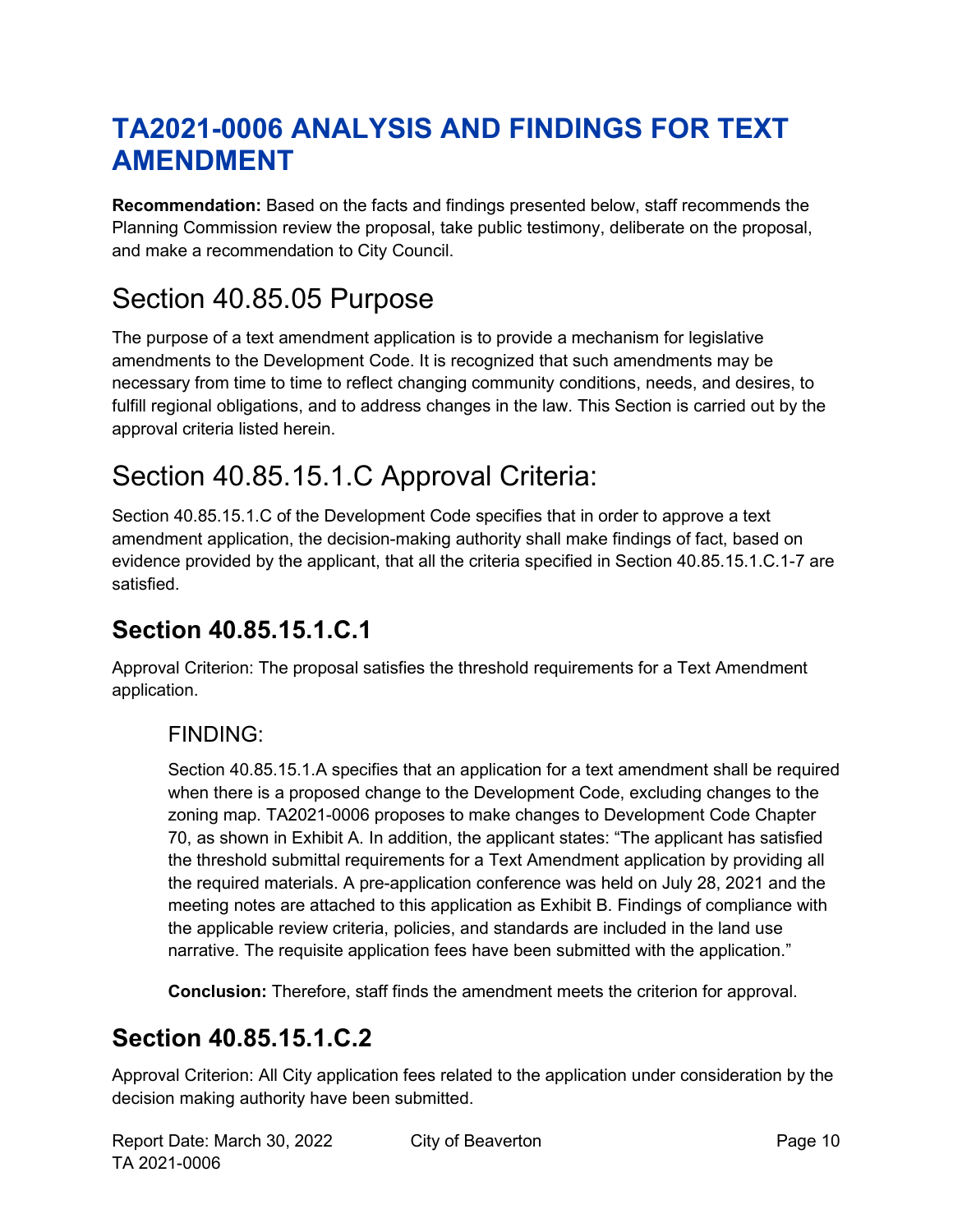# TA2021-0006 ANALYSIS AND FINDINGS FOR TEXT AMENDMENT

**Recommendation:** Based on the facts and findings presented below, staff recommends the Planning Commission review the proposal, take public testimony, deliberate on the proposal, and make a recommendation to City Council.

# Section 40.85.05 Purpose

The purpose of a text amendment application is to provide a mechanism for legislative amendments to the Development Code. It is recognized that such amendments may be necessary from time to time to reflect changing community conditions, needs, and desires, to fulfill regional obligations, and to address changes in the law. This Section is carried out by the approval criteria listed herein.

# Section 40.85.15.1.C Approval Criteria:

Section 40.85.15.1.C of the Development Code specifies that in order to approve a text amendment application, the decision-making authority shall make findings of fact, based on evidence provided by the applicant, that all the criteria specified in Section 40.85.15.1.C.1-7 are satisfied.

## Section 40.85.15.1.C.1

Approval Criterion: The proposal satisfies the threshold requirements for a Text Amendment application.

### FINDING:

Section 40.85.15.1.A specifies that an application for a text amendment shall be required when there is a proposed change to the Development Code, excluding changes to the zoning map. TA2021-0006 proposes to make changes to Development Code Chapter 70, as shown in Exhibit A. In addition, the applicant states: "The applicant has satisfied the threshold submittal requirements for a Text Amendment application by providing all the required materials. A pre-application conference was held on July 28, 2021 and the meeting notes are attached to this application as Exhibit B. Findings of compliance with the applicable review criteria, policies, and standards are included in the land use narrative. The requisite application fees have been submitted with the application."

**Conclusion:** Therefore, staff finds the amendment meets the criterion for approval.

## Section 40.85.15.1.C.2

Approval Criterion: All City application fees related to the application under consideration by the decision making authority have been submitted.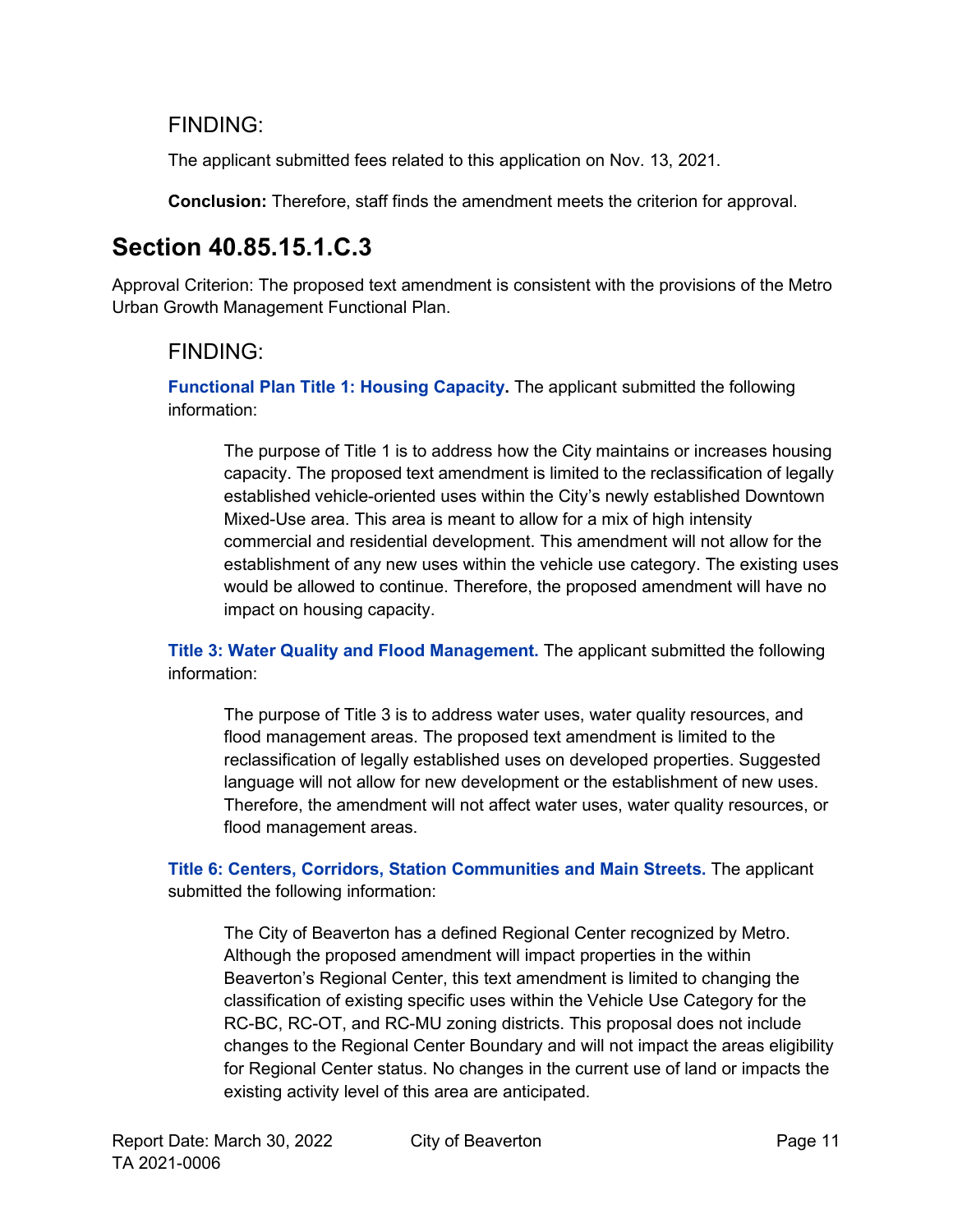### FINDING:

The applicant submitted fees related to this application on Nov. 13, 2021.

**Conclusion:** Therefore, staff finds the amendment meets the criterion for approval.

## Section 40.85.15.1.C.3

Approval Criterion: The proposed text amendment is consistent with the provisions of the Metro Urban Growth Management Functional Plan.

### FINDING:

**Functional Plan Title 1: Housing Capacity.** The applicant submitted the following information:

> The purpose of Title 1 is to address how the City maintains or increases housing capacity. The proposed text amendment is limited to the reclassification of legally established vehicle-oriented uses within the City's newly established Downtown Mixed-Use area. This area is meant to allow for a mix of high intensity commercial and residential development. This amendment will not allow for the establishment of any new uses within the vehicle use category. The existing uses would be allowed to continue. Therefore, the proposed amendment will have no impact on housing capacity.

**Title 3: Water Quality and Flood Management.** The applicant submitted the following information:

> The purpose of Title 3 is to address water uses, water quality resources, and flood management areas. The proposed text amendment is limited to the reclassification of legally established uses on developed properties. Suggested language will not allow for new development or the establishment of new uses. Therefore, the amendment will not affect water uses, water quality resources, or flood management areas.

**Title 6: Centers, Corridors, Station Communities and Main Streets.** The applicant submitted the following information:

> The City of Beaverton has a defined Regional Center recognized by Metro. Although the proposed amendment will impact properties in the within Beaverton's Regional Center, this text amendment is limited to changing the classification of existing specific uses within the Vehicle Use Category for the RC-BC, RC-OT, and RC-MU zoning districts. This proposal does not include changes to the Regional Center Boundary and will not impact the areas eligibility for Regional Center status. No changes in the current use of land or impacts the existing activity level of this area are anticipated.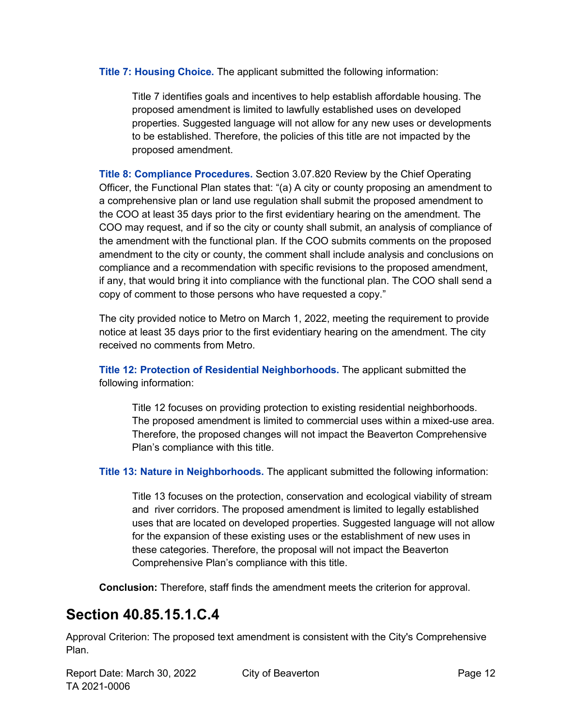**Title 7: Housing Choice.** The applicant submitted the following information:

> Title 7 identifies goals and incentives to help establish affordable housing. The proposed amendment is limited to lawfully established uses on developed properties. Suggested language will not allow for any new uses or developments to be established. Therefore, the policies of this title are not impacted by the proposed amendment.

**Title 8: Compliance Procedures.** Section 3.07.820 Review by the Chief Operating Officer, the Functional Plan states that: "(a) A city or county proposing an amendment to a comprehensive plan or land use regulation shall submit the proposed amendment to the COO at least 35 days prior to the first evidentiary hearing on the amendment. The COO may request, and if so the city or county shall submit, an analysis of compliance of the amendment with the functional plan. If the COO submits comments on the proposed amendment to the city or county, the comment shall include analysis and conclusions on compliance and a recommendation with specific revisions to the proposed amendment, if any, that would bring it into compliance with the functional plan. The COO shall send a copy of comment to those persons who have requested a copy."

The city provided notice to Metro on March 1, 2022, meeting the requirement to provide notice at least 35 days prior to the first evidentiary hearing on the amendment. The city received no comments from Metro.

**Title 12: Protection of Residential Neighborhoods.** The applicant submitted the following information:

> Title 12 focuses on providing protection to existing residential neighborhoods. The proposed amendment is limited to commercial uses within a mixed-use area. Therefore, the proposed changes will not impact the Beaverton Comprehensive Plan's compliance with this title.

**Title 13: Nature in Neighborhoods.** The applicant submitted the following information:

> Title 13 focuses on the protection, conservation and ecological viability of stream and river corridors. The proposed amendment is limited to legally established uses that are located on developed properties. Suggested language will not allow for the expansion of these existing uses or the establishment of new uses in these categories. Therefore, the proposal will not impact the Beaverton Comprehensive Plan's compliance with this title.

**Conclusion:** Therefore, staff finds the amendment meets the criterion for approval.

## Section 40.85.15.1.C.4

Approval Criterion: The proposed text amendment is consistent with the City's Comprehensive Plan.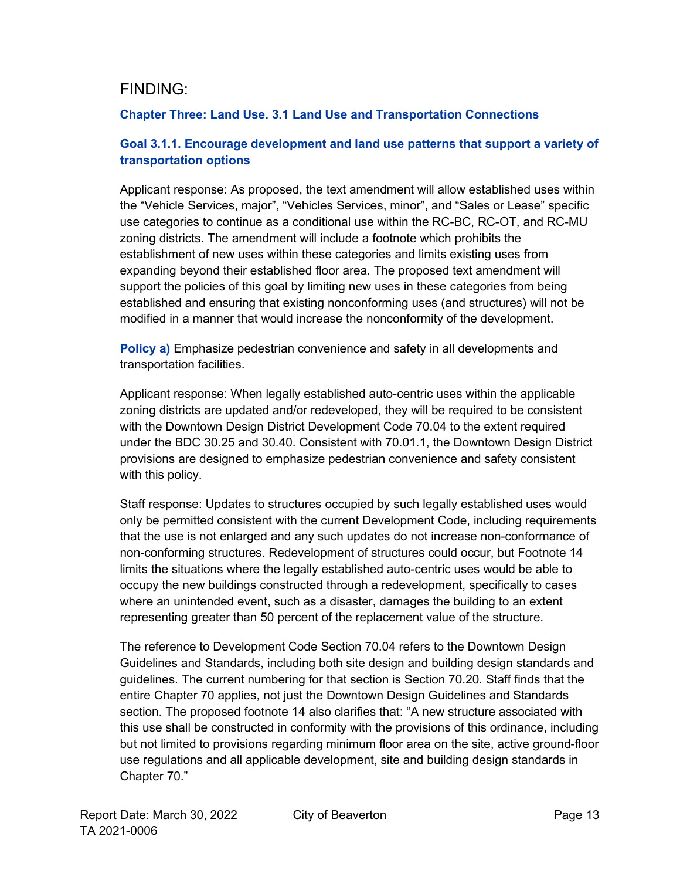## FINDING:

### Chapter Three: Land Use. 3.1 Land Use and Transportation Connections

### Goal 3.1.1. Encourage development and land use patterns that support a variety of transportation options

Applicant response: As proposed, the text amendment will allow established uses within the "Vehicle Services, major", "Vehicles Services, minor", and "Sales or Lease" specific use categories to continue as a conditional use within the RC-BC, RC-OT, and RC-MU zoning districts. The amendment will include a footnote which prohibits the establishment of new uses within these categories and limits existing uses from expanding beyond their established floor area. The proposed text amendment will support the policies of this goal by limiting new uses in these categories from being established and ensuring that existing nonconforming uses (and structures) will not be modified in a manner that would increase the nonconformity of the development.

**Policy a)** Emphasize pedestrian convenience and safety in all developments and transportation facilities.

Applicant response: When legally established auto-centric uses within the applicable zoning districts are updated and/or redeveloped, they will be required to be consistent with the Downtown Design District Development Code 70.04 to the extent required under the BDC 30.25 and 30.40. Consistent with 70.01.1, the Downtown Design District provisions are designed to emphasize pedestrian convenience and safety consistent with this policy.

Staff response: Updates to structures occupied by such legally established uses would only be permitted consistent with the current Development Code, including requirements that the use is not enlarged and any such updates do not increase non-conformance of non-conforming structures. Redevelopment of structures could occur, but Footnote 14 limits the situations where the legally established auto-centric uses would be able to occupy the new buildings constructed through a redevelopment, specifically to cases where an unintended event, such as a disaster, damages the building to an extent representing greater than 50 percent of the replacement value of the structure.

The reference to Development Code Section 70.04 refers to the Downtown Design Guidelines and Standards, including both site design and building design standards and guidelines. The current numbering for that section is Section 70.20. Staff finds that the entire Chapter 70 applies, not just the Downtown Design Guidelines and Standards section. The proposed footnote 14 also clarifies that: "A new structure associated with this use shall be constructed in conformity with the provisions of this ordinance, including but not limited to provisions regarding minimum floor area on the site, active ground-floor use regulations and all applicable development, site and building design standards in Chapter 70."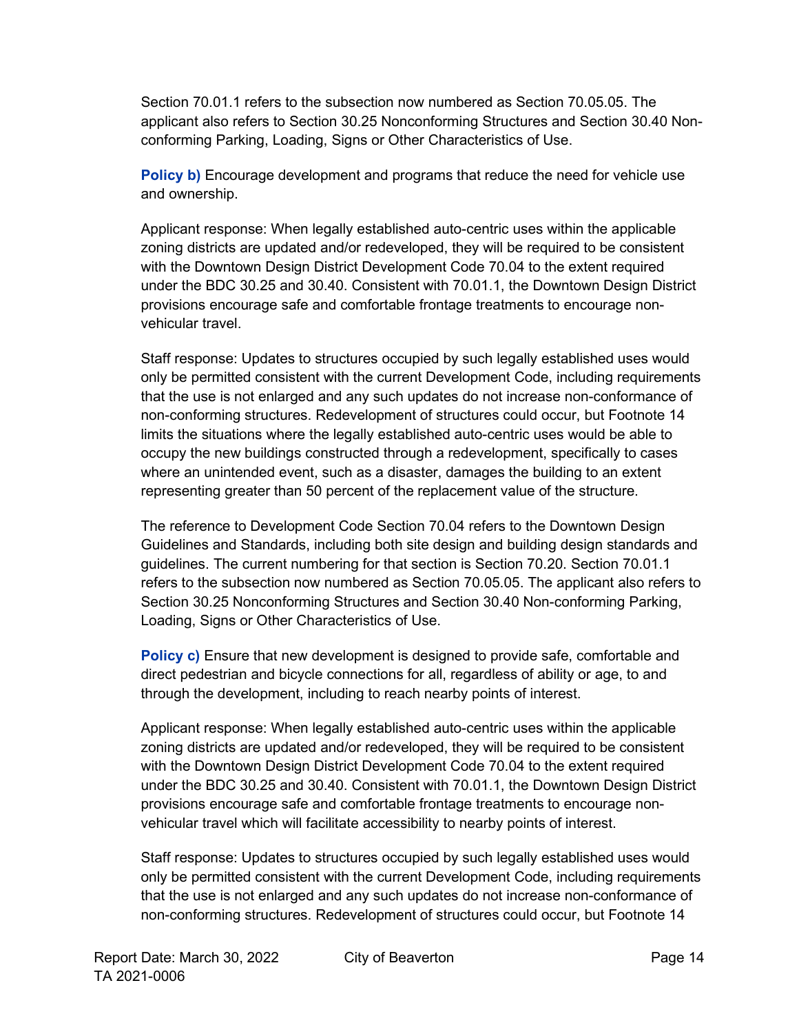Section 70.01.1 refers to the subsection now numbered as Section 70.05.05. The applicant also refers to Section 30.25 Nonconforming Structures and Section 30.40 Non-conforming Parking, Loading, Signs or Other Characteristics of Use.

**Policy b)** Encourage development and programs that reduce the need for vehicle use and ownership.

Applicant response: When legally established auto-centric uses within the applicable zoning districts are updated and/or redeveloped, they will be required to be consistent with the Downtown Design District Development Code 70.04 to the extent required under the BDC 30.25 and 30.40. Consistent with 70.01.1, the Downtown Design District provisions encourage safe and comfortable frontage treatments to encourage non-vehicular travel.

Staff response: Updates to structures occupied by such legally established uses would only be permitted consistent with the current Development Code, including requirements that the use is not enlarged and any such updates do not increase non-conformance of non-conforming structures. Redevelopment of structures could occur, but Footnote 14 limits the situations where the legally established auto-centric uses would be able to occupy the new buildings constructed through a redevelopment, specifically to cases where an unintended event, such as a disaster, damages the building to an extent representing greater than 50 percent of the replacement value of the structure.

The reference to Development Code Section 70.04 refers to the Downtown Design Guidelines and Standards, including both site design and building design standards and guidelines. The current numbering for that section is Section 70.20. Section 70.01.1 refers to the subsection now numbered as Section 70.05.05. The applicant also refers to Section 30.25 Nonconforming Structures and Section 30.40 Non-conforming Parking, Loading, Signs or Other Characteristics of Use.

**Policy c)** Ensure that new development is designed to provide safe, comfortable and direct pedestrian and bicycle connections for all, regardless of ability or age, to and through the development, including to reach nearby points of interest.

Applicant response: When legally established auto-centric uses within the applicable zoning districts are updated and/or redeveloped, they will be required to be consistent with the Downtown Design District Development Code 70.04 to the extent required under the BDC 30.25 and 30.40. Consistent with 70.01.1, the Downtown Design District provisions encourage safe and comfortable frontage treatments to encourage non-vehicular travel which will facilitate accessibility to nearby points of interest.

Staff response: Updates to structures occupied by such legally established uses would only be permitted consistent with the current Development Code, including requirements that the use is not enlarged and any such updates do not increase non-conformance of non-conforming structures. Redevelopment of structures could occur, but Footnote 14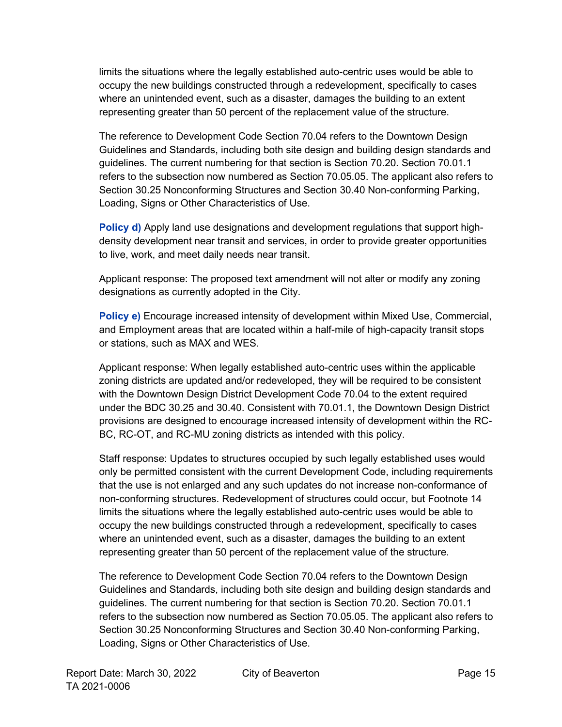limits the situations where the legally established auto-centric uses would be able to occupy the new buildings constructed through a redevelopment, specifically to cases where an unintended event, such as a disaster, damages the building to an extent representing greater than 50 percent of the replacement value of the structure.

The reference to Development Code Section 70.04 refers to the Downtown Design Guidelines and Standards, including both site design and building design standards and guidelines. The current numbering for that section is Section 70.20. Section 70.01.1 refers to the subsection now numbered as Section 70.05.05. The applicant also refers to Section 30.25 Nonconforming Structures and Section 30.40 Non-conforming Parking, Loading, Signs or Other Characteristics of Use.

**Policy d)** Apply land use designations and development regulations that support high-density development near transit and services, in order to provide greater opportunities to live, work, and meet daily needs near transit.

Applicant response: The proposed text amendment will not alter or modify any zoning designations as currently adopted in the City.

**Policy e)** Encourage increased intensity of development within Mixed Use, Commercial, and Employment areas that are located within a half-mile of high-capacity transit stops or stations, such as MAX and WES.

Applicant response: When legally established auto-centric uses within the applicable zoning districts are updated and/or redeveloped, they will be required to be consistent with the Downtown Design District Development Code 70.04 to the extent required under the BDC 30.25 and 30.40. Consistent with 70.01.1, the Downtown Design District provisions are designed to encourage increased intensity of development within the RC-BC, RC-OT, and RC-MU zoning districts as intended with this policy.

Staff response: Updates to structures occupied by such legally established uses would only be permitted consistent with the current Development Code, including requirements that the use is not enlarged and any such updates do not increase non-conformance of non-conforming structures. Redevelopment of structures could occur, but Footnote 14 limits the situations where the legally established auto-centric uses would be able to occupy the new buildings constructed through a redevelopment, specifically to cases where an unintended event, such as a disaster, damages the building to an extent representing greater than 50 percent of the replacement value of the structure.

The reference to Development Code Section 70.04 refers to the Downtown Design Guidelines and Standards, including both site design and building design standards and guidelines. The current numbering for that section is Section 70.20. Section 70.01.1 refers to the subsection now numbered as Section 70.05.05. The applicant also refers to Section 30.25 Nonconforming Structures and Section 30.40 Non-conforming Parking, Loading, Signs or Other Characteristics of Use.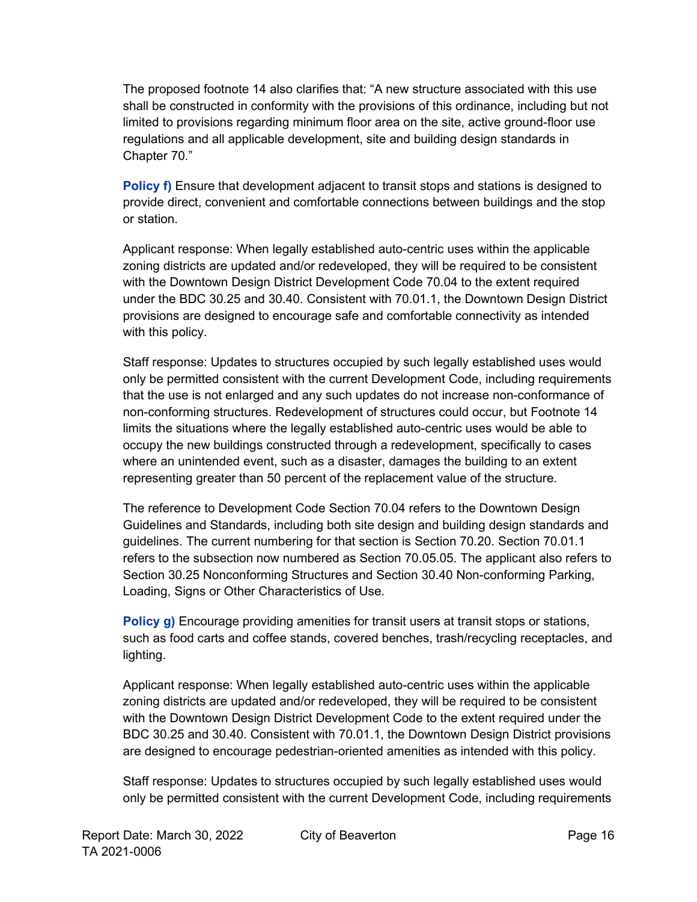The proposed footnote 14 also clarifies that: "A new structure associated with this use shall be constructed in conformity with the provisions of this ordinance, including but not limited to provisions regarding minimum floor area on the site, active ground-floor use regulations and all applicable development, site and building design standards in Chapter 70."

**Policy f)** Ensure that development adjacent to transit stops and stations is designed to provide direct, convenient and comfortable connections between buildings and the stop or station.

Applicant response: When legally established auto-centric uses within the applicable zoning districts are updated and/or redeveloped, they will be required to be consistent with the Downtown Design District Development Code 70.04 to the extent required under the BDC 30.25 and 30.40. Consistent with 70.01.1, the Downtown Design District provisions are designed to encourage safe and comfortable connectivity as intended with this policy.

Staff response: Updates to structures occupied by such legally established uses would only be permitted consistent with the current Development Code, including requirements that the use is not enlarged and any such updates do not increase non-conformance of non-conforming structures. Redevelopment of structures could occur, but Footnote 14 limits the situations where the legally established auto-centric uses would be able to occupy the new buildings constructed through a redevelopment, specifically to cases where an unintended event, such as a disaster, damages the building to an extent representing greater than 50 percent of the replacement value of the structure.

The reference to Development Code Section 70.04 refers to the Downtown Design Guidelines and Standards, including both site design and building design standards and guidelines. The current numbering for that section is Section 70.20. Section 70.01.1 refers to the subsection now numbered as Section 70.05.05. The applicant also refers to Section 30.25 Nonconforming Structures and Section 30.40 Non-conforming Parking, Loading, Signs or Other Characteristics of Use.

**Policy g)** Encourage providing amenities for transit users at transit stops or stations, such as food carts and coffee stands, covered benches, trash/recycling receptacles, and lighting.

Applicant response: When legally established auto-centric uses within the applicable zoning districts are updated and/or redeveloped, they will be required to be consistent with the Downtown Design District Development Code to the extent required under the BDC 30.25 and 30.40. Consistent with 70.01.1, the Downtown Design District provisions are designed to encourage pedestrian-oriented amenities as intended with this policy.

Staff response: Updates to structures occupied by such legally established uses would only be permitted consistent with the current Development Code, including requirements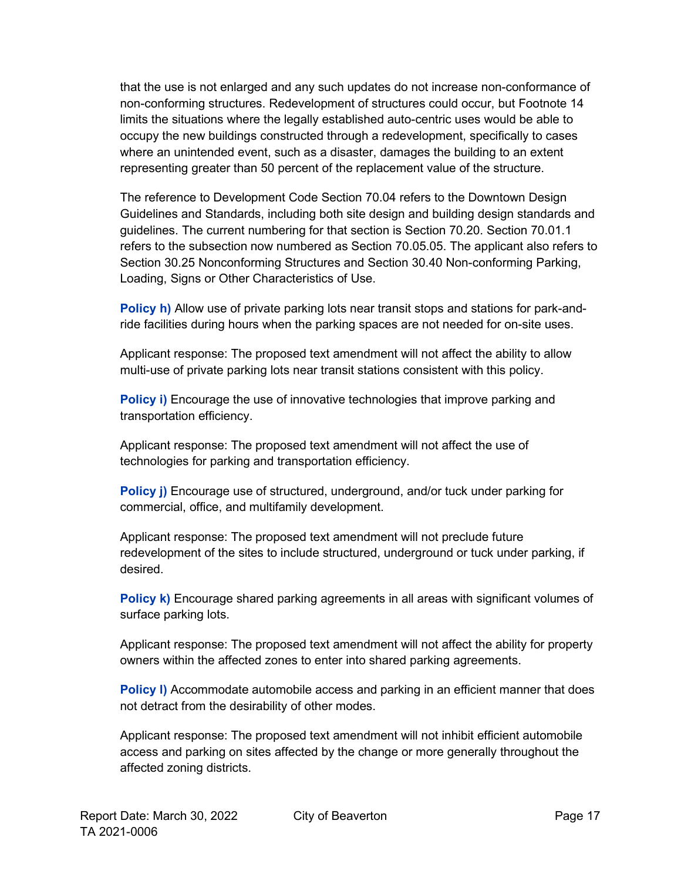that the use is not enlarged and any such updates do not increase non-conformance of non-conforming structures. Redevelopment of structures could occur, but Footnote 14 limits the situations where the legally established auto-centric uses would be able to occupy the new buildings constructed through a redevelopment, specifically to cases where an unintended event, such as a disaster, damages the building to an extent representing greater than 50 percent of the replacement value of the structure.

The reference to Development Code Section 70.04 refers to the Downtown Design Guidelines and Standards, including both site design and building design standards and guidelines. The current numbering for that section is Section 70.20. Section 70.01.1 refers to the subsection now numbered as Section 70.05.05. The applicant also refers to Section 30.25 Nonconforming Structures and Section 30.40 Non-conforming Parking, Loading, Signs or Other Characteristics of Use.

**Policy h)** Allow use of private parking lots near transit stops and stations for park-and-ride facilities during hours when the parking spaces are not needed for on-site uses.

Applicant response: The proposed text amendment will not affect the ability to allow multi-use of private parking lots near transit stations consistent with this policy.

**Policy i)** Encourage the use of innovative technologies that improve parking and transportation efficiency.

Applicant response: The proposed text amendment will not affect the use of technologies for parking and transportation efficiency.

**Policy j)** Encourage use of structured, underground, and/or tuck under parking for commercial, office, and multifamily development.

Applicant response: The proposed text amendment will not preclude future redevelopment of the sites to include structured, underground or tuck under parking, if desired.

**Policy k)** Encourage shared parking agreements in all areas with significant volumes of surface parking lots.

Applicant response: The proposed text amendment will not affect the ability for property owners within the affected zones to enter into shared parking agreements.

**Policy l)** Accommodate automobile access and parking in an efficient manner that does not detract from the desirability of other modes.

Applicant response: The proposed text amendment will not inhibit efficient automobile access and parking on sites affected by the change or more generally throughout the affected zoning districts.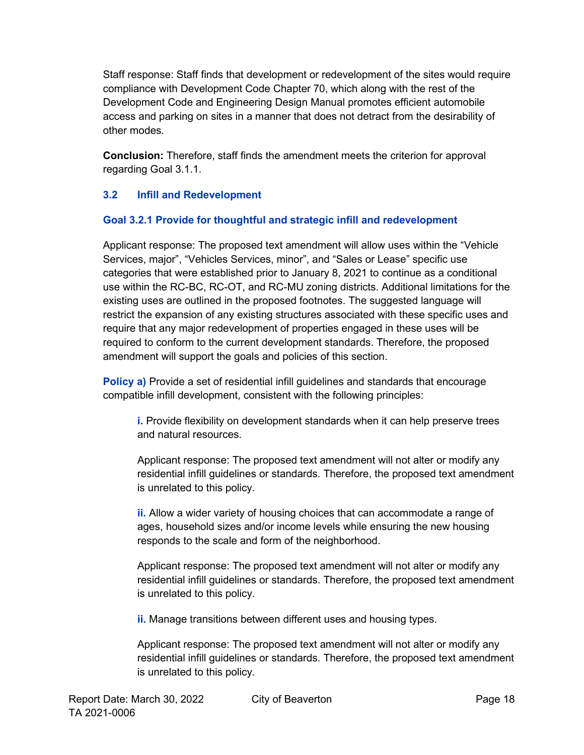Staff response: Staff finds that development or redevelopment of the sites would require compliance with Development Code Chapter 70, which along with the rest of the Development Code and Engineering Design Manual promotes efficient automobile access and parking on sites in a manner that does not detract from the desirability of other modes.

**Conclusion:** Therefore, staff finds the amendment meets the criterion for approval regarding Goal 3.1.1.

### 3.2 Infill and Redevelopment

#### Goal 3.2.1 Provide for thoughtful and strategic infill and redevelopment

Applicant response: The proposed text amendment will allow uses within the "Vehicle Services, major", "Vehicles Services, minor", and "Sales or Lease" specific use categories that were established prior to January 8, 2021 to continue as a conditional use within the RC-BC, RC-OT, and RC-MU zoning districts. Additional limitations for the existing uses are outlined in the proposed footnotes. The suggested language will restrict the expansion of any existing structures associated with these specific uses and require that any major redevelopment of properties engaged in these uses will be required to conform to the current development standards. Therefore, the proposed amendment will support the goals and policies of this section.

**Policy a)** Provide a set of residential infill guidelines and standards that encourage compatible infill development, consistent with the following principles:

> **i.** Provide flexibility on development standards when it can help preserve trees and natural resources.
>
> Applicant response: The proposed text amendment will not alter or modify any residential infill guidelines or standards. Therefore, the proposed text amendment is unrelated to this policy.
>
> **ii.** Allow a wider variety of housing choices that can accommodate a range of ages, household sizes and/or income levels while ensuring the new housing responds to the scale and form of the neighborhood.
>
> Applicant response: The proposed text amendment will not alter or modify any residential infill guidelines or standards. Therefore, the proposed text amendment is unrelated to this policy.
>
> **ii.** Manage transitions between different uses and housing types.
>
> Applicant response: The proposed text amendment will not alter or modify any residential infill guidelines or standards. Therefore, the proposed text amendment is unrelated to this policy.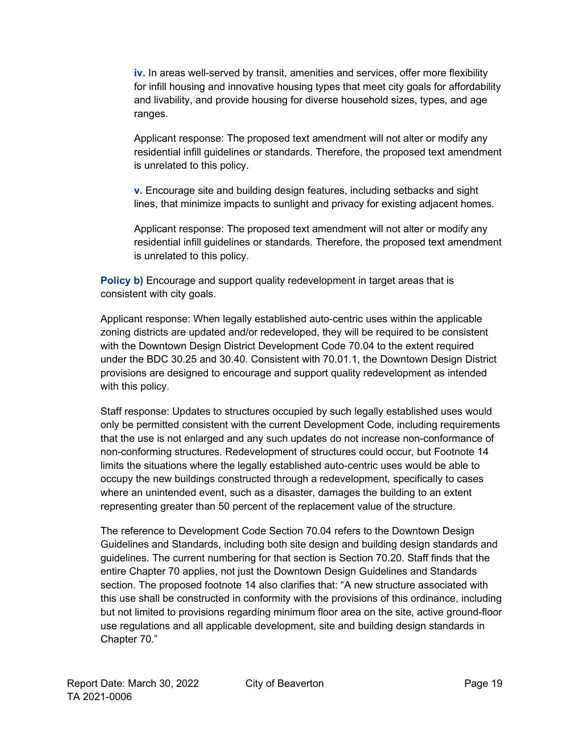**iv.** In areas well-served by transit, amenities and services, offer more flexibility for infill housing and innovative housing types that meet city goals for affordability and livability, and provide housing for diverse household sizes, types, and age ranges.

Applicant response: The proposed text amendment will not alter or modify any residential infill guidelines or standards. Therefore, the proposed text amendment is unrelated to this policy.

**v.** Encourage site and building design features, including setbacks and sight lines, that minimize impacts to sunlight and privacy for existing adjacent homes.

Applicant response: The proposed text amendment will not alter or modify any residential infill guidelines or standards. Therefore, the proposed text amendment is unrelated to this policy.

**Policy b)** Encourage and support quality redevelopment in target areas that is consistent with city goals.

Applicant response: When legally established auto-centric uses within the applicable zoning districts are updated and/or redeveloped, they will be required to be consistent with the Downtown Design District Development Code 70.04 to the extent required under the BDC 30.25 and 30.40. Consistent with 70.01.1, the Downtown Design District provisions are designed to encourage and support quality redevelopment as intended with this policy.

Staff response: Updates to structures occupied by such legally established uses would only be permitted consistent with the current Development Code, including requirements that the use is not enlarged and any such updates do not increase non-conformance of non-conforming structures. Redevelopment of structures could occur, but Footnote 14 limits the situations where the legally established auto-centric uses would be able to occupy the new buildings constructed through a redevelopment, specifically to cases where an unintended event, such as a disaster, damages the building to an extent representing greater than 50 percent of the replacement value of the structure.

The reference to Development Code Section 70.04 refers to the Downtown Design Guidelines and Standards, including both site design and building design standards and guidelines. The current numbering for that section is Section 70.20. Staff finds that the entire Chapter 70 applies, not just the Downtown Design Guidelines and Standards section. The proposed footnote 14 also clarifies that: "A new structure associated with this use shall be constructed in conformity with the provisions of this ordinance, including but not limited to provisions regarding minimum floor area on the site, active ground-floor use regulations and all applicable development, site and building design standards in Chapter 70."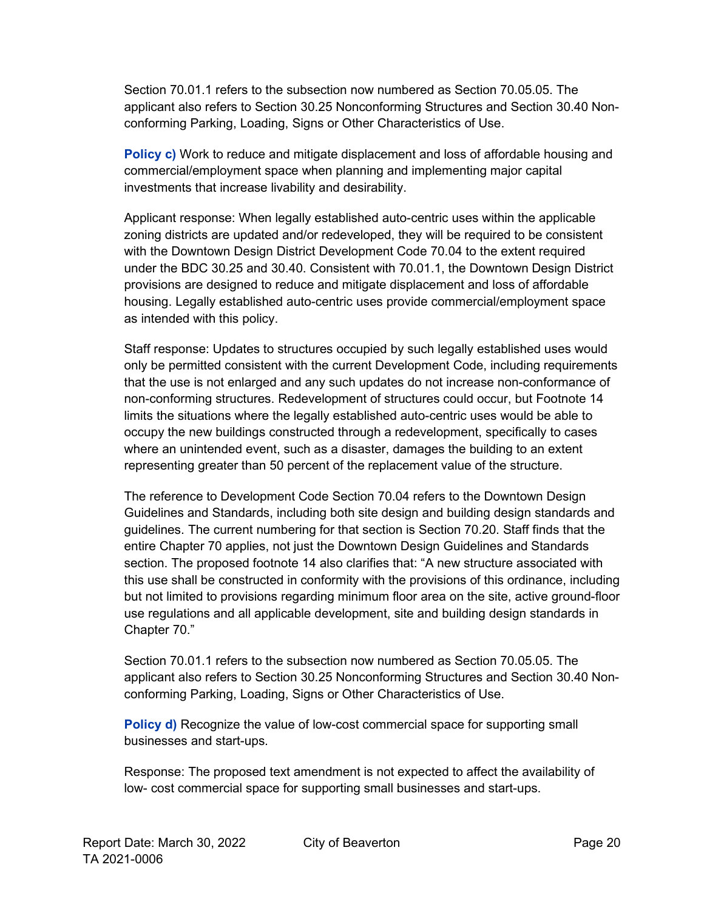Section 70.01.1 refers to the subsection now numbered as Section 70.05.05. The applicant also refers to Section 30.25 Nonconforming Structures and Section 30.40 Non-conforming Parking, Loading, Signs or Other Characteristics of Use.

**Policy c)** Work to reduce and mitigate displacement and loss of affordable housing and commercial/employment space when planning and implementing major capital investments that increase livability and desirability.

Applicant response: When legally established auto-centric uses within the applicable zoning districts are updated and/or redeveloped, they will be required to be consistent with the Downtown Design District Development Code 70.04 to the extent required under the BDC 30.25 and 30.40. Consistent with 70.01.1, the Downtown Design District provisions are designed to reduce and mitigate displacement and loss of affordable housing. Legally established auto-centric uses provide commercial/employment space as intended with this policy.

Staff response: Updates to structures occupied by such legally established uses would only be permitted consistent with the current Development Code, including requirements that the use is not enlarged and any such updates do not increase non-conformance of non-conforming structures. Redevelopment of structures could occur, but Footnote 14 limits the situations where the legally established auto-centric uses would be able to occupy the new buildings constructed through a redevelopment, specifically to cases where an unintended event, such as a disaster, damages the building to an extent representing greater than 50 percent of the replacement value of the structure.

The reference to Development Code Section 70.04 refers to the Downtown Design Guidelines and Standards, including both site design and building design standards and guidelines. The current numbering for that section is Section 70.20. Staff finds that the entire Chapter 70 applies, not just the Downtown Design Guidelines and Standards section. The proposed footnote 14 also clarifies that: "A new structure associated with this use shall be constructed in conformity with the provisions of this ordinance, including but not limited to provisions regarding minimum floor area on the site, active ground-floor use regulations and all applicable development, site and building design standards in Chapter 70."

Section 70.01.1 refers to the subsection now numbered as Section 70.05.05. The applicant also refers to Section 30.25 Nonconforming Structures and Section 30.40 Non-conforming Parking, Loading, Signs or Other Characteristics of Use.

**Policy d)** Recognize the value of low-cost commercial space for supporting small businesses and start-ups.

Response: The proposed text amendment is not expected to affect the availability of low- cost commercial space for supporting small businesses and start-ups.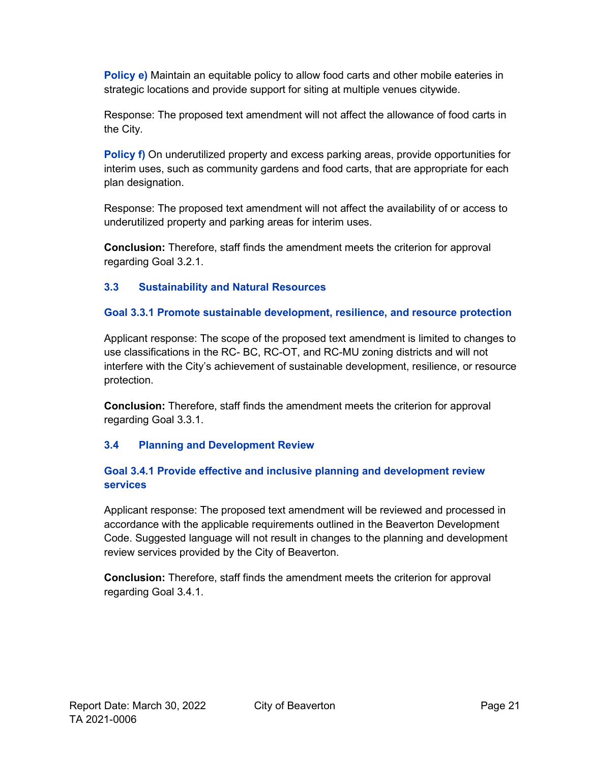**Policy e)** Maintain an equitable policy to allow food carts and other mobile eateries in strategic locations and provide support for siting at multiple venues citywide.

Response: The proposed text amendment will not affect the allowance of food carts in the City.

**Policy f)** On underutilized property and excess parking areas, provide opportunities for interim uses, such as community gardens and food carts, that are appropriate for each plan designation.

Response: The proposed text amendment will not affect the availability of or access to underutilized property and parking areas for interim uses.

**Conclusion:** Therefore, staff finds the amendment meets the criterion for approval regarding Goal 3.2.1.

### 3.3 Sustainability and Natural Resources

#### Goal 3.3.1 Promote sustainable development, resilience, and resource protection

Applicant response: The scope of the proposed text amendment is limited to changes to use classifications in the RC- BC, RC-OT, and RC-MU zoning districts and will not interfere with the City's achievement of sustainable development, resilience, or resource protection.

**Conclusion:** Therefore, staff finds the amendment meets the criterion for approval regarding Goal 3.3.1.

### 3.4 Planning and Development Review

#### Goal 3.4.1 Provide effective and inclusive planning and development review services

Applicant response: The proposed text amendment will be reviewed and processed in accordance with the applicable requirements outlined in the Beaverton Development Code. Suggested language will not result in changes to the planning and development review services provided by the City of Beaverton.

**Conclusion:** Therefore, staff finds the amendment meets the criterion for approval regarding Goal 3.4.1.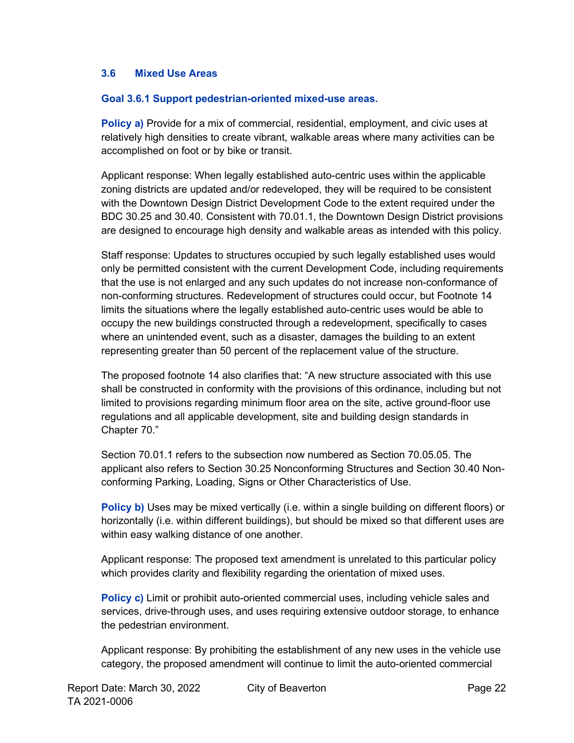### 3.6 Mixed Use Areas

**Goal 3.6.1 Support pedestrian-oriented mixed-use areas.**

**Policy a)** Provide for a mix of commercial, residential, employment, and civic uses at relatively high densities to create vibrant, walkable areas where many activities can be accomplished on foot or by bike or transit.

Applicant response: When legally established auto-centric uses within the applicable zoning districts are updated and/or redeveloped, they will be required to be consistent with the Downtown Design District Development Code to the extent required under the BDC 30.25 and 30.40. Consistent with 70.01.1, the Downtown Design District provisions are designed to encourage high density and walkable areas as intended with this policy.

Staff response: Updates to structures occupied by such legally established uses would only be permitted consistent with the current Development Code, including requirements that the use is not enlarged and any such updates do not increase non-conformance of non-conforming structures. Redevelopment of structures could occur, but Footnote 14 limits the situations where the legally established auto-centric uses would be able to occupy the new buildings constructed through a redevelopment, specifically to cases where an unintended event, such as a disaster, damages the building to an extent representing greater than 50 percent of the replacement value of the structure.

The proposed footnote 14 also clarifies that: "A new structure associated with this use shall be constructed in conformity with the provisions of this ordinance, including but not limited to provisions regarding minimum floor area on the site, active ground-floor use regulations and all applicable development, site and building design standards in Chapter 70."

Section 70.01.1 refers to the subsection now numbered as Section 70.05.05. The applicant also refers to Section 30.25 Nonconforming Structures and Section 30.40 Non-conforming Parking, Loading, Signs or Other Characteristics of Use.

**Policy b)** Uses may be mixed vertically (i.e. within a single building on different floors) or horizontally (i.e. within different buildings), but should be mixed so that different uses are within easy walking distance of one another.

Applicant response: The proposed text amendment is unrelated to this particular policy which provides clarity and flexibility regarding the orientation of mixed uses.

**Policy c)** Limit or prohibit auto-oriented commercial uses, including vehicle sales and services, drive-through uses, and uses requiring extensive outdoor storage, to enhance the pedestrian environment.

Applicant response: By prohibiting the establishment of any new uses in the vehicle use category, the proposed amendment will continue to limit the auto-oriented commercial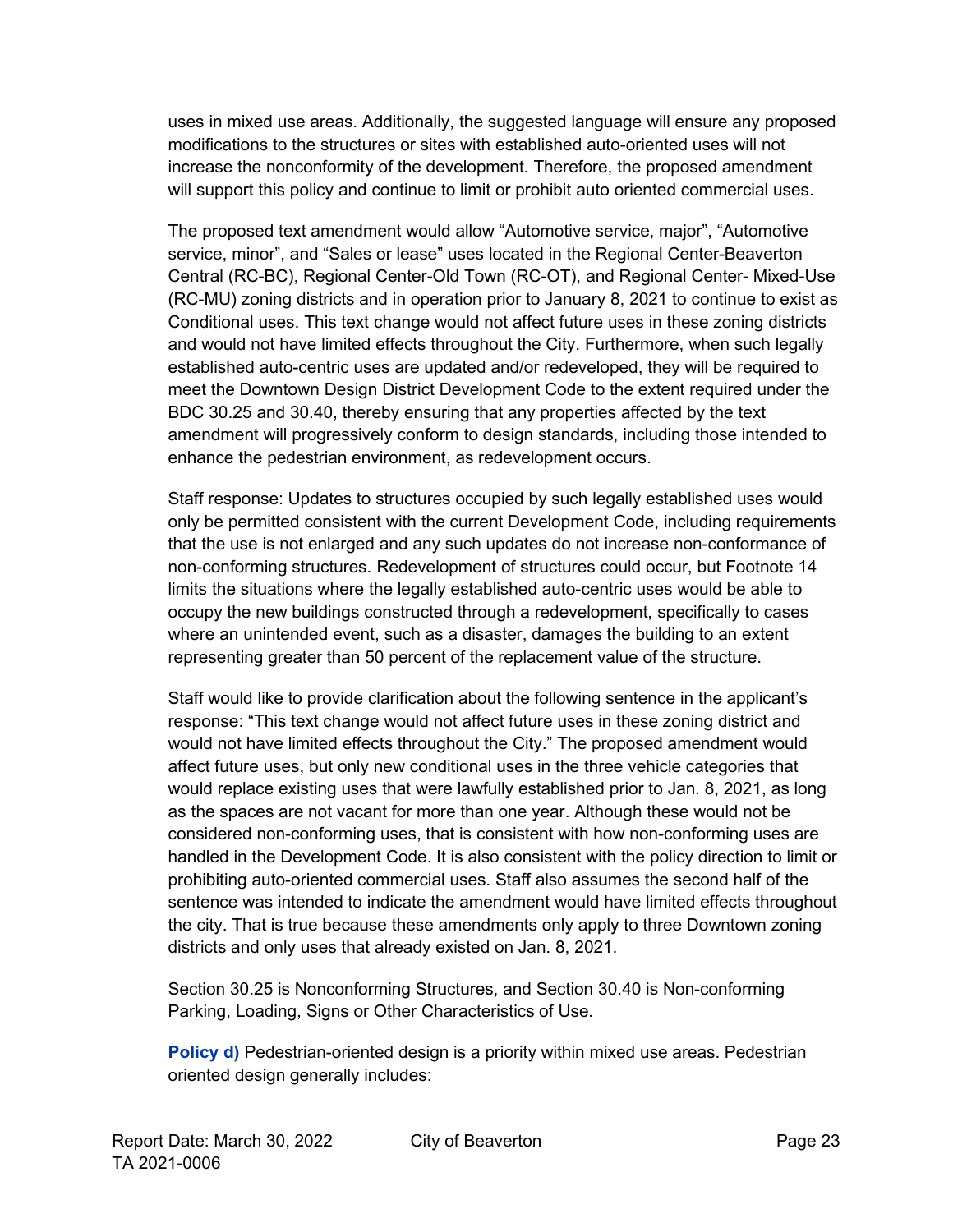uses in mixed use areas. Additionally, the suggested language will ensure any proposed modifications to the structures or sites with established auto-oriented uses will not increase the nonconformity of the development. Therefore, the proposed amendment will support this policy and continue to limit or prohibit auto oriented commercial uses.

The proposed text amendment would allow “Automotive service, major”, “Automotive service, minor”, and “Sales or lease” uses located in the Regional Center-Beaverton Central (RC-BC), Regional Center-Old Town (RC-OT), and Regional Center- Mixed-Use (RC-MU) zoning districts and in operation prior to January 8, 2021 to continue to exist as Conditional uses. This text change would not affect future uses in these zoning districts and would not have limited effects throughout the City. Furthermore, when such legally established auto-centric uses are updated and/or redeveloped, they will be required to meet the Downtown Design District Development Code to the extent required under the BDC 30.25 and 30.40, thereby ensuring that any properties affected by the text amendment will progressively conform to design standards, including those intended to enhance the pedestrian environment, as redevelopment occurs.

Staff response: Updates to structures occupied by such legally established uses would only be permitted consistent with the current Development Code, including requirements that the use is not enlarged and any such updates do not increase non-conformance of non-conforming structures. Redevelopment of structures could occur, but Footnote 14 limits the situations where the legally established auto-centric uses would be able to occupy the new buildings constructed through a redevelopment, specifically to cases where an unintended event, such as a disaster, damages the building to an extent representing greater than 50 percent of the replacement value of the structure.

Staff would like to provide clarification about the following sentence in the applicant’s response: “This text change would not affect future uses in these zoning district and would not have limited effects throughout the City.” The proposed amendment would affect future uses, but only new conditional uses in the three vehicle categories that would replace existing uses that were lawfully established prior to Jan. 8, 2021, as long as the spaces are not vacant for more than one year. Although these would not be considered non-conforming uses, that is consistent with how non-conforming uses are handled in the Development Code. It is also consistent with the policy direction to limit or prohibiting auto-oriented commercial uses. Staff also assumes the second half of the sentence was intended to indicate the amendment would have limited effects throughout the city. That is true because these amendments only apply to three Downtown zoning districts and only uses that already existed on Jan. 8, 2021.

Section 30.25 is Nonconforming Structures, and Section 30.40 is Non-conforming Parking, Loading, Signs or Other Characteristics of Use.

**Policy d)** Pedestrian-oriented design is a priority within mixed use areas. Pedestrian oriented design generally includes: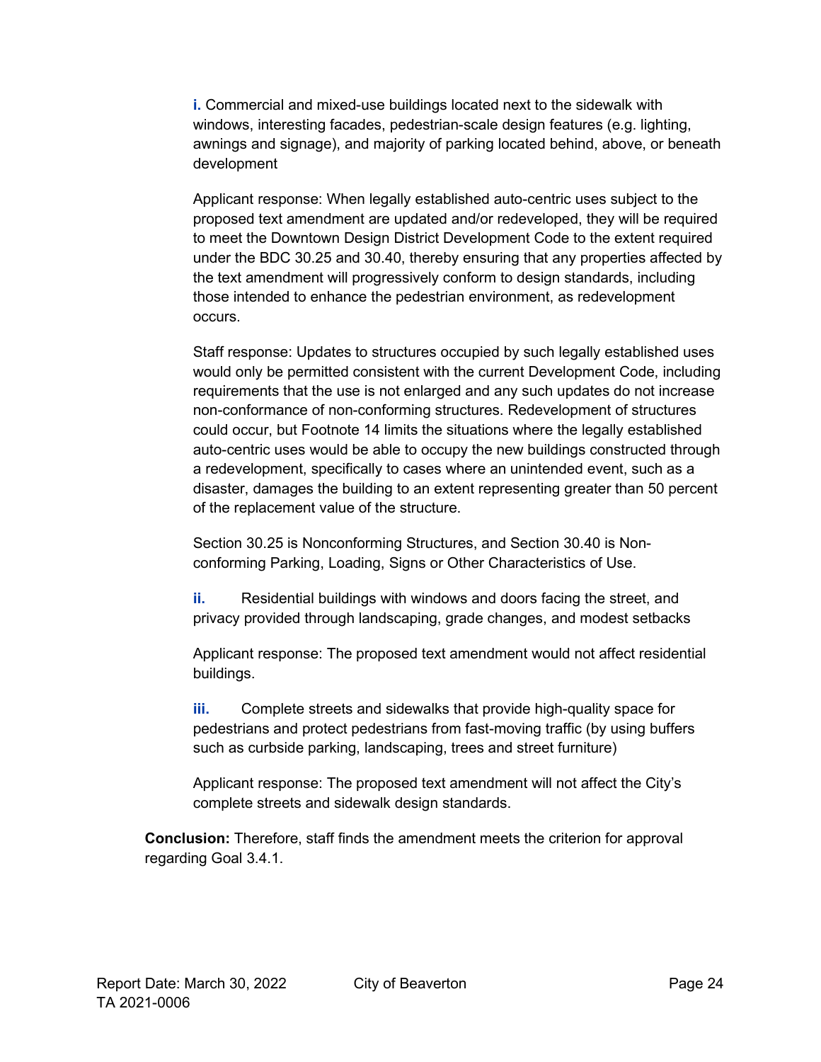**i.** Commercial and mixed-use buildings located next to the sidewalk with windows, interesting facades, pedestrian-scale design features (e.g. lighting, awnings and signage), and majority of parking located behind, above, or beneath development

Applicant response: When legally established auto-centric uses subject to the proposed text amendment are updated and/or redeveloped, they will be required to meet the Downtown Design District Development Code to the extent required under the BDC 30.25 and 30.40, thereby ensuring that any properties affected by the text amendment will progressively conform to design standards, including those intended to enhance the pedestrian environment, as redevelopment occurs.

Staff response: Updates to structures occupied by such legally established uses would only be permitted consistent with the current Development Code, including requirements that the use is not enlarged and any such updates do not increase non-conformance of non-conforming structures. Redevelopment of structures could occur, but Footnote 14 limits the situations where the legally established auto-centric uses would be able to occupy the new buildings constructed through a redevelopment, specifically to cases where an unintended event, such as a disaster, damages the building to an extent representing greater than 50 percent of the replacement value of the structure.

Section 30.25 is Nonconforming Structures, and Section 30.40 is Non-conforming Parking, Loading, Signs or Other Characteristics of Use.

**ii.** Residential buildings with windows and doors facing the street, and privacy provided through landscaping, grade changes, and modest setbacks

Applicant response: The proposed text amendment would not affect residential buildings.

**iii.** Complete streets and sidewalks that provide high-quality space for pedestrians and protect pedestrians from fast-moving traffic (by using buffers such as curbside parking, landscaping, trees and street furniture)

Applicant response: The proposed text amendment will not affect the City's complete streets and sidewalk design standards.

**Conclusion:** Therefore, staff finds the amendment meets the criterion for approval regarding Goal 3.4.1.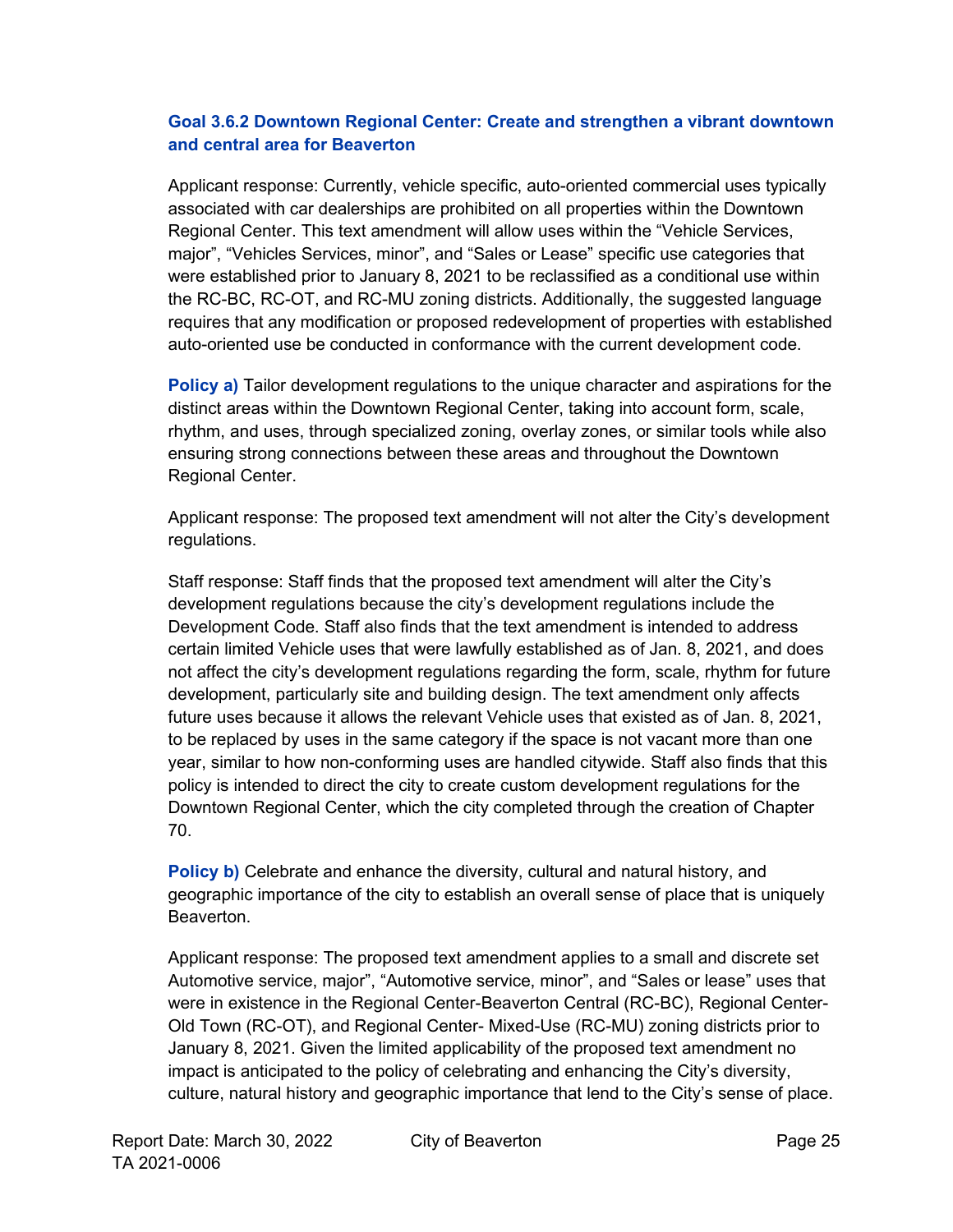**Goal 3.6.2 Downtown Regional Center: Create and strengthen a vibrant downtown and central area for Beaverton**

Applicant response: Currently, vehicle specific, auto-oriented commercial uses typically associated with car dealerships are prohibited on all properties within the Downtown Regional Center. This text amendment will allow uses within the "Vehicle Services, major", "Vehicles Services, minor", and "Sales or Lease" specific use categories that were established prior to January 8, 2021 to be reclassified as a conditional use within the RC-BC, RC-OT, and RC-MU zoning districts. Additionally, the suggested language requires that any modification or proposed redevelopment of properties with established auto-oriented use be conducted in conformance with the current development code.

**Policy a)** Tailor development regulations to the unique character and aspirations for the distinct areas within the Downtown Regional Center, taking into account form, scale, rhythm, and uses, through specialized zoning, overlay zones, or similar tools while also ensuring strong connections between these areas and throughout the Downtown Regional Center.

Applicant response: The proposed text amendment will not alter the City's development regulations.

Staff response: Staff finds that the proposed text amendment will alter the City's development regulations because the city's development regulations include the Development Code. Staff also finds that the text amendment is intended to address certain limited Vehicle uses that were lawfully established as of Jan. 8, 2021, and does not affect the city's development regulations regarding the form, scale, rhythm for future development, particularly site and building design. The text amendment only affects future uses because it allows the relevant Vehicle uses that existed as of Jan. 8, 2021, to be replaced by uses in the same category if the space is not vacant more than one year, similar to how non-conforming uses are handled citywide. Staff also finds that this policy is intended to direct the city to create custom development regulations for the Downtown Regional Center, which the city completed through the creation of Chapter 70.

**Policy b)** Celebrate and enhance the diversity, cultural and natural history, and geographic importance of the city to establish an overall sense of place that is uniquely Beaverton.

Applicant response: The proposed text amendment applies to a small and discrete set Automotive service, major", "Automotive service, minor", and "Sales or lease" uses that were in existence in the Regional Center-Beaverton Central (RC-BC), Regional Center-Old Town (RC-OT), and Regional Center- Mixed-Use (RC-MU) zoning districts prior to January 8, 2021. Given the limited applicability of the proposed text amendment no impact is anticipated to the policy of celebrating and enhancing the City's diversity, culture, natural history and geographic importance that lend to the City's sense of place.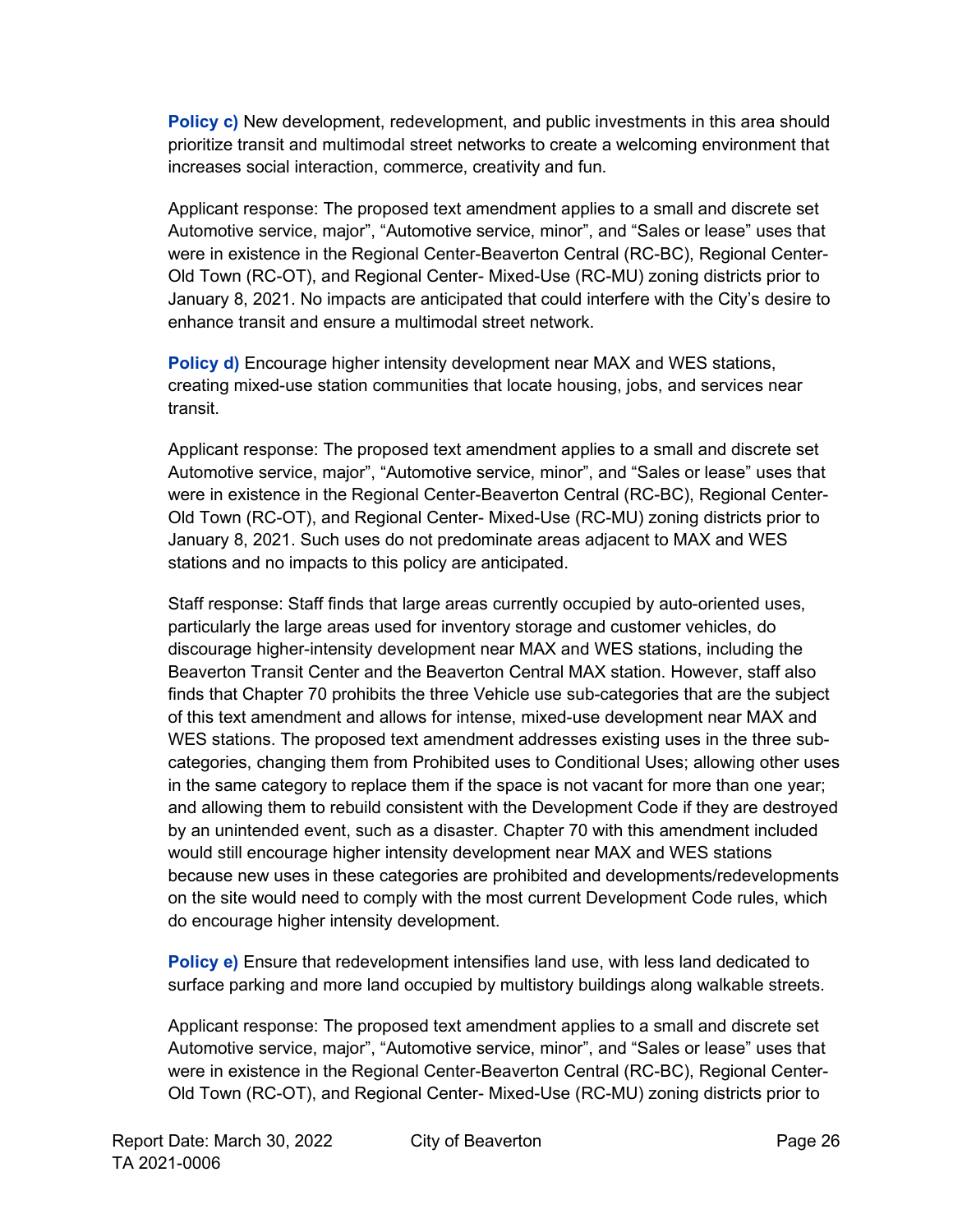**Policy c)** New development, redevelopment, and public investments in this area should prioritize transit and multimodal street networks to create a welcoming environment that increases social interaction, commerce, creativity and fun.

Applicant response: The proposed text amendment applies to a small and discrete set Automotive service, major", "Automotive service, minor", and "Sales or lease" uses that were in existence in the Regional Center-Beaverton Central (RC-BC), Regional Center-Old Town (RC-OT), and Regional Center- Mixed-Use (RC-MU) zoning districts prior to January 8, 2021. No impacts are anticipated that could interfere with the City's desire to enhance transit and ensure a multimodal street network.

**Policy d)** Encourage higher intensity development near MAX and WES stations, creating mixed-use station communities that locate housing, jobs, and services near transit.

Applicant response: The proposed text amendment applies to a small and discrete set Automotive service, major", "Automotive service, minor", and "Sales or lease" uses that were in existence in the Regional Center-Beaverton Central (RC-BC), Regional Center-Old Town (RC-OT), and Regional Center- Mixed-Use (RC-MU) zoning districts prior to January 8, 2021. Such uses do not predominate areas adjacent to MAX and WES stations and no impacts to this policy are anticipated.

Staff response: Staff finds that large areas currently occupied by auto-oriented uses, particularly the large areas used for inventory storage and customer vehicles, do discourage higher-intensity development near MAX and WES stations, including the Beaverton Transit Center and the Beaverton Central MAX station. However, staff also finds that Chapter 70 prohibits the three Vehicle use sub-categories that are the subject of this text amendment and allows for intense, mixed-use development near MAX and WES stations. The proposed text amendment addresses existing uses in the three sub-categories, changing them from Prohibited uses to Conditional Uses; allowing other uses in the same category to replace them if the space is not vacant for more than one year; and allowing them to rebuild consistent with the Development Code if they are destroyed by an unintended event, such as a disaster. Chapter 70 with this amendment included would still encourage higher intensity development near MAX and WES stations because new uses in these categories are prohibited and developments/redevelopments on the site would need to comply with the most current Development Code rules, which do encourage higher intensity development.

**Policy e)** Ensure that redevelopment intensifies land use, with less land dedicated to surface parking and more land occupied by multistory buildings along walkable streets.

Applicant response: The proposed text amendment applies to a small and discrete set Automotive service, major", "Automotive service, minor", and "Sales or lease" uses that were in existence in the Regional Center-Beaverton Central (RC-BC), Regional Center-Old Town (RC-OT), and Regional Center- Mixed-Use (RC-MU) zoning districts prior to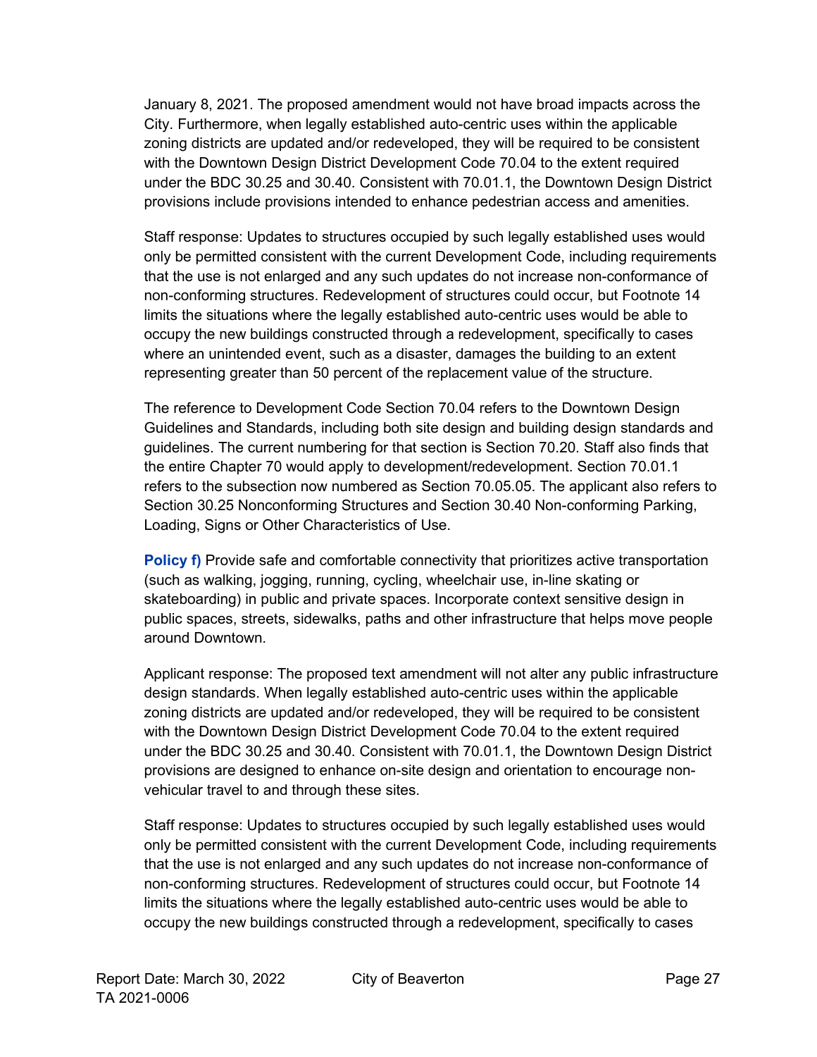January 8, 2021. The proposed amendment would not have broad impacts across the City. Furthermore, when legally established auto-centric uses within the applicable zoning districts are updated and/or redeveloped, they will be required to be consistent with the Downtown Design District Development Code 70.04 to the extent required under the BDC 30.25 and 30.40. Consistent with 70.01.1, the Downtown Design District provisions include provisions intended to enhance pedestrian access and amenities.

Staff response: Updates to structures occupied by such legally established uses would only be permitted consistent with the current Development Code, including requirements that the use is not enlarged and any such updates do not increase non-conformance of non-conforming structures. Redevelopment of structures could occur, but Footnote 14 limits the situations where the legally established auto-centric uses would be able to occupy the new buildings constructed through a redevelopment, specifically to cases where an unintended event, such as a disaster, damages the building to an extent representing greater than 50 percent of the replacement value of the structure.

The reference to Development Code Section 70.04 refers to the Downtown Design Guidelines and Standards, including both site design and building design standards and guidelines. The current numbering for that section is Section 70.20. Staff also finds that the entire Chapter 70 would apply to development/redevelopment. Section 70.01.1 refers to the subsection now numbered as Section 70.05.05. The applicant also refers to Section 30.25 Nonconforming Structures and Section 30.40 Non-conforming Parking, Loading, Signs or Other Characteristics of Use.

**Policy f)** Provide safe and comfortable connectivity that prioritizes active transportation (such as walking, jogging, running, cycling, wheelchair use, in-line skating or skateboarding) in public and private spaces. Incorporate context sensitive design in public spaces, streets, sidewalks, paths and other infrastructure that helps move people around Downtown.

Applicant response: The proposed text amendment will not alter any public infrastructure design standards. When legally established auto-centric uses within the applicable zoning districts are updated and/or redeveloped, they will be required to be consistent with the Downtown Design District Development Code 70.04 to the extent required under the BDC 30.25 and 30.40. Consistent with 70.01.1, the Downtown Design District provisions are designed to enhance on-site design and orientation to encourage non-vehicular travel to and through these sites.

Staff response: Updates to structures occupied by such legally established uses would only be permitted consistent with the current Development Code, including requirements that the use is not enlarged and any such updates do not increase non-conformance of non-conforming structures. Redevelopment of structures could occur, but Footnote 14 limits the situations where the legally established auto-centric uses would be able to occupy the new buildings constructed through a redevelopment, specifically to cases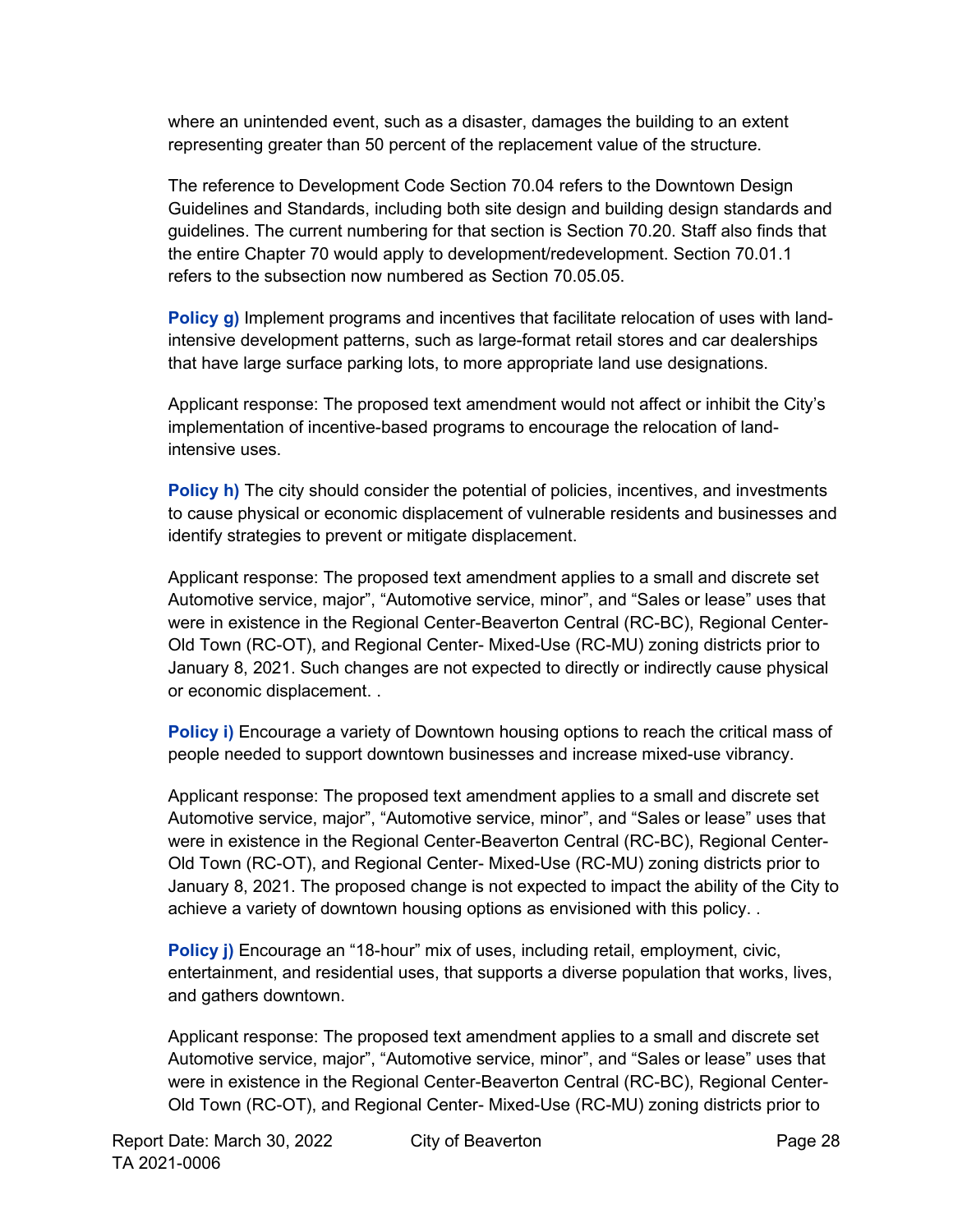where an unintended event, such as a disaster, damages the building to an extent representing greater than 50 percent of the replacement value of the structure.

The reference to Development Code Section 70.04 refers to the Downtown Design Guidelines and Standards, including both site design and building design standards and guidelines. The current numbering for that section is Section 70.20. Staff also finds that the entire Chapter 70 would apply to development/redevelopment. Section 70.01.1 refers to the subsection now numbered as Section 70.05.05.

**Policy g)** Implement programs and incentives that facilitate relocation of uses with land-intensive development patterns, such as large-format retail stores and car dealerships that have large surface parking lots, to more appropriate land use designations.

Applicant response: The proposed text amendment would not affect or inhibit the City's implementation of incentive-based programs to encourage the relocation of land-intensive uses.

**Policy h)** The city should consider the potential of policies, incentives, and investments to cause physical or economic displacement of vulnerable residents and businesses and identify strategies to prevent or mitigate displacement.

Applicant response: The proposed text amendment applies to a small and discrete set Automotive service, major", "Automotive service, minor", and "Sales or lease" uses that were in existence in the Regional Center-Beaverton Central (RC-BC), Regional Center-Old Town (RC-OT), and Regional Center- Mixed-Use (RC-MU) zoning districts prior to January 8, 2021. Such changes are not expected to directly or indirectly cause physical or economic displacement. .

**Policy i)** Encourage a variety of Downtown housing options to reach the critical mass of people needed to support downtown businesses and increase mixed-use vibrancy.

Applicant response: The proposed text amendment applies to a small and discrete set Automotive service, major", "Automotive service, minor", and "Sales or lease" uses that were in existence in the Regional Center-Beaverton Central (RC-BC), Regional Center-Old Town (RC-OT), and Regional Center- Mixed-Use (RC-MU) zoning districts prior to January 8, 2021. The proposed change is not expected to impact the ability of the City to achieve a variety of downtown housing options as envisioned with this policy. .

**Policy j)** Encourage an "18-hour" mix of uses, including retail, employment, civic, entertainment, and residential uses, that supports a diverse population that works, lives, and gathers downtown.

Applicant response: The proposed text amendment applies to a small and discrete set Automotive service, major", "Automotive service, minor", and "Sales or lease" uses that were in existence in the Regional Center-Beaverton Central (RC-BC), Regional Center-Old Town (RC-OT), and Regional Center- Mixed-Use (RC-MU) zoning districts prior to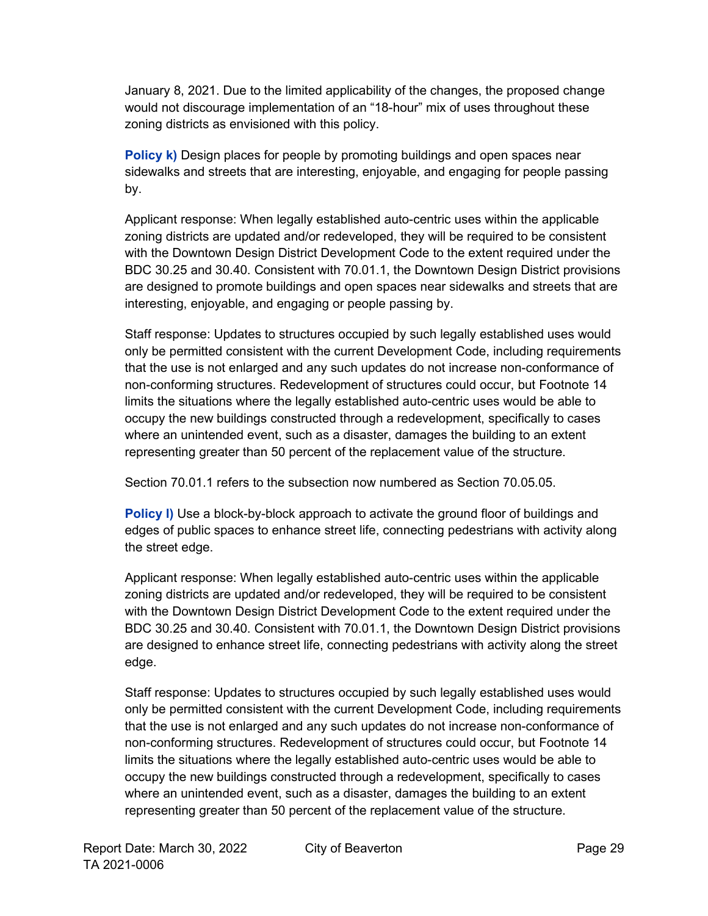January 8, 2021. Due to the limited applicability of the changes, the proposed change would not discourage implementation of an “18-hour” mix of uses throughout these zoning districts as envisioned with this policy.

**Policy k)** Design places for people by promoting buildings and open spaces near sidewalks and streets that are interesting, enjoyable, and engaging for people passing by.

Applicant response: When legally established auto-centric uses within the applicable zoning districts are updated and/or redeveloped, they will be required to be consistent with the Downtown Design District Development Code to the extent required under the BDC 30.25 and 30.40. Consistent with 70.01.1, the Downtown Design District provisions are designed to promote buildings and open spaces near sidewalks and streets that are interesting, enjoyable, and engaging or people passing by.

Staff response: Updates to structures occupied by such legally established uses would only be permitted consistent with the current Development Code, including requirements that the use is not enlarged and any such updates do not increase non-conformance of non-conforming structures. Redevelopment of structures could occur, but Footnote 14 limits the situations where the legally established auto-centric uses would be able to occupy the new buildings constructed through a redevelopment, specifically to cases where an unintended event, such as a disaster, damages the building to an extent representing greater than 50 percent of the replacement value of the structure.

Section 70.01.1 refers to the subsection now numbered as Section 70.05.05.

**Policy l)** Use a block-by-block approach to activate the ground floor of buildings and edges of public spaces to enhance street life, connecting pedestrians with activity along the street edge.

Applicant response: When legally established auto-centric uses within the applicable zoning districts are updated and/or redeveloped, they will be required to be consistent with the Downtown Design District Development Code to the extent required under the BDC 30.25 and 30.40. Consistent with 70.01.1, the Downtown Design District provisions are designed to enhance street life, connecting pedestrians with activity along the street edge.

Staff response: Updates to structures occupied by such legally established uses would only be permitted consistent with the current Development Code, including requirements that the use is not enlarged and any such updates do not increase non-conformance of non-conforming structures. Redevelopment of structures could occur, but Footnote 14 limits the situations where the legally established auto-centric uses would be able to occupy the new buildings constructed through a redevelopment, specifically to cases where an unintended event, such as a disaster, damages the building to an extent representing greater than 50 percent of the replacement value of the structure.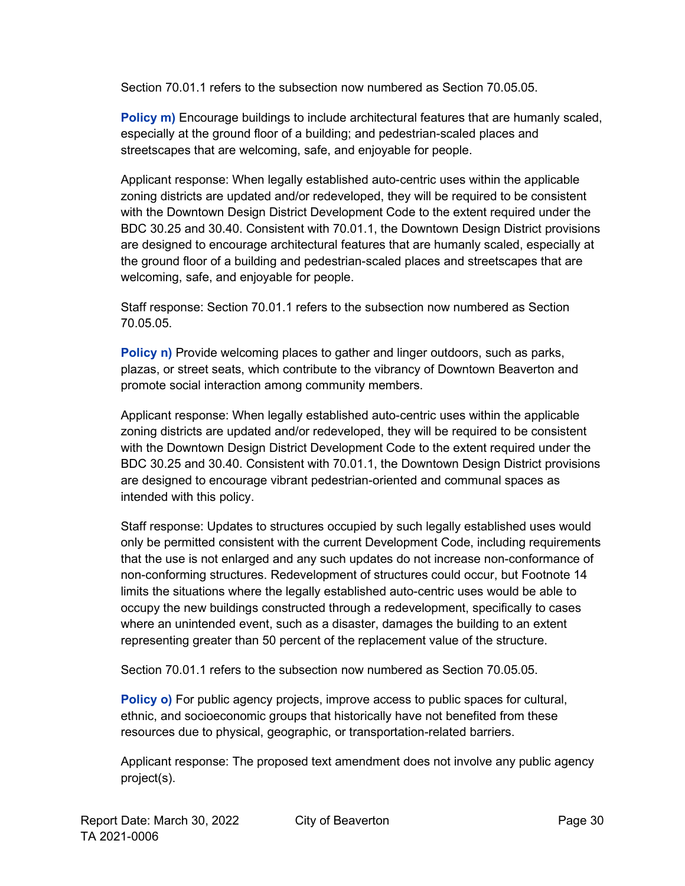Section 70.01.1 refers to the subsection now numbered as Section 70.05.05.

**Policy m)** Encourage buildings to include architectural features that are humanly scaled, especially at the ground floor of a building; and pedestrian-scaled places and streetscapes that are welcoming, safe, and enjoyable for people.

Applicant response: When legally established auto-centric uses within the applicable zoning districts are updated and/or redeveloped, they will be required to be consistent with the Downtown Design District Development Code to the extent required under the BDC 30.25 and 30.40. Consistent with 70.01.1, the Downtown Design District provisions are designed to encourage architectural features that are humanly scaled, especially at the ground floor of a building and pedestrian-scaled places and streetscapes that are welcoming, safe, and enjoyable for people.

Staff response: Section 70.01.1 refers to the subsection now numbered as Section 70.05.05.

**Policy n)** Provide welcoming places to gather and linger outdoors, such as parks, plazas, or street seats, which contribute to the vibrancy of Downtown Beaverton and promote social interaction among community members.

Applicant response: When legally established auto-centric uses within the applicable zoning districts are updated and/or redeveloped, they will be required to be consistent with the Downtown Design District Development Code to the extent required under the BDC 30.25 and 30.40. Consistent with 70.01.1, the Downtown Design District provisions are designed to encourage vibrant pedestrian-oriented and communal spaces as intended with this policy.

Staff response: Updates to structures occupied by such legally established uses would only be permitted consistent with the current Development Code, including requirements that the use is not enlarged and any such updates do not increase non-conformance of non-conforming structures. Redevelopment of structures could occur, but Footnote 14 limits the situations where the legally established auto-centric uses would be able to occupy the new buildings constructed through a redevelopment, specifically to cases where an unintended event, such as a disaster, damages the building to an extent representing greater than 50 percent of the replacement value of the structure.

Section 70.01.1 refers to the subsection now numbered as Section 70.05.05.

**Policy o)** For public agency projects, improve access to public spaces for cultural, ethnic, and socioeconomic groups that historically have not benefited from these resources due to physical, geographic, or transportation-related barriers.

Applicant response: The proposed text amendment does not involve any public agency project(s).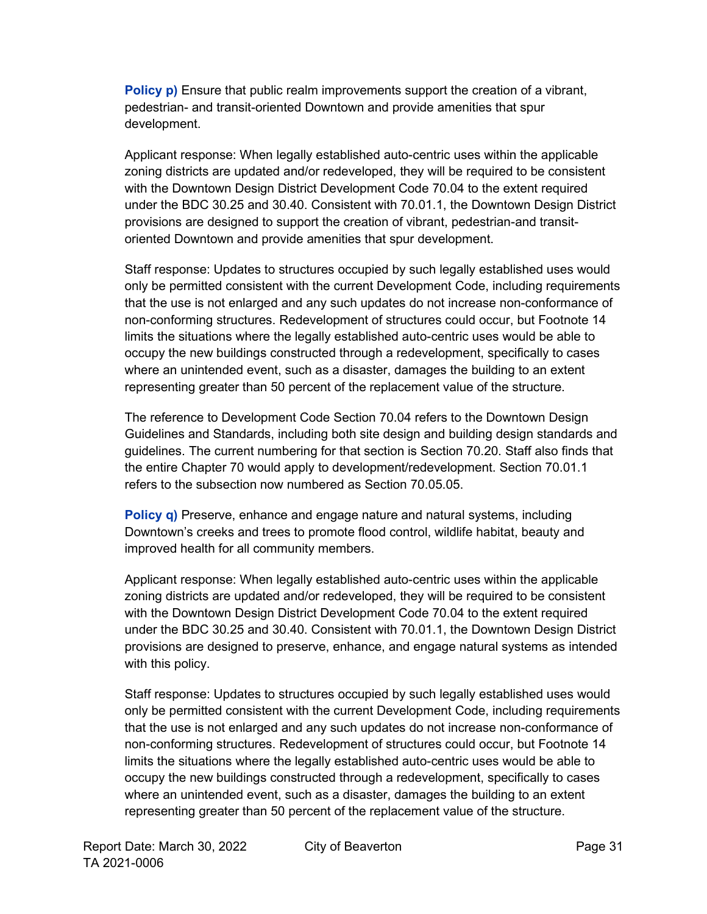**Policy p)** Ensure that public realm improvements support the creation of a vibrant, pedestrian- and transit-oriented Downtown and provide amenities that spur development.

Applicant response: When legally established auto-centric uses within the applicable zoning districts are updated and/or redeveloped, they will be required to be consistent with the Downtown Design District Development Code 70.04 to the extent required under the BDC 30.25 and 30.40. Consistent with 70.01.1, the Downtown Design District provisions are designed to support the creation of vibrant, pedestrian-and transit-oriented Downtown and provide amenities that spur development.

Staff response: Updates to structures occupied by such legally established uses would only be permitted consistent with the current Development Code, including requirements that the use is not enlarged and any such updates do not increase non-conformance of non-conforming structures. Redevelopment of structures could occur, but Footnote 14 limits the situations where the legally established auto-centric uses would be able to occupy the new buildings constructed through a redevelopment, specifically to cases where an unintended event, such as a disaster, damages the building to an extent representing greater than 50 percent of the replacement value of the structure.

The reference to Development Code Section 70.04 refers to the Downtown Design Guidelines and Standards, including both site design and building design standards and guidelines. The current numbering for that section is Section 70.20. Staff also finds that the entire Chapter 70 would apply to development/redevelopment. Section 70.01.1 refers to the subsection now numbered as Section 70.05.05.

**Policy q)** Preserve, enhance and engage nature and natural systems, including Downtown's creeks and trees to promote flood control, wildlife habitat, beauty and improved health for all community members.

Applicant response: When legally established auto-centric uses within the applicable zoning districts are updated and/or redeveloped, they will be required to be consistent with the Downtown Design District Development Code 70.04 to the extent required under the BDC 30.25 and 30.40. Consistent with 70.01.1, the Downtown Design District provisions are designed to preserve, enhance, and engage natural systems as intended with this policy.

Staff response: Updates to structures occupied by such legally established uses would only be permitted consistent with the current Development Code, including requirements that the use is not enlarged and any such updates do not increase non-conformance of non-conforming structures. Redevelopment of structures could occur, but Footnote 14 limits the situations where the legally established auto-centric uses would be able to occupy the new buildings constructed through a redevelopment, specifically to cases where an unintended event, such as a disaster, damages the building to an extent representing greater than 50 percent of the replacement value of the structure.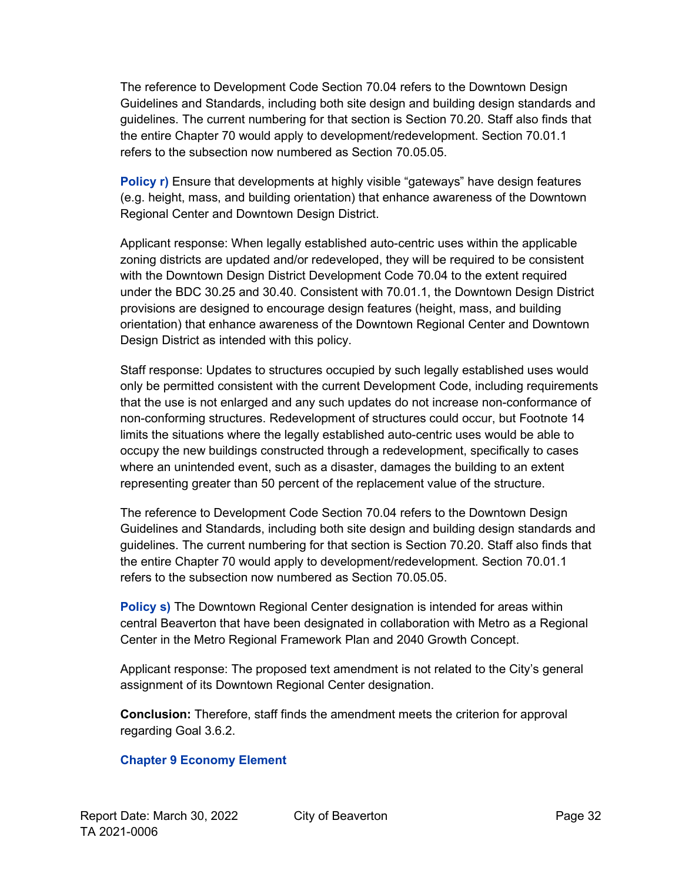The reference to Development Code Section 70.04 refers to the Downtown Design Guidelines and Standards, including both site design and building design standards and guidelines. The current numbering for that section is Section 70.20. Staff also finds that the entire Chapter 70 would apply to development/redevelopment. Section 70.01.1 refers to the subsection now numbered as Section 70.05.05.

**Policy r)** Ensure that developments at highly visible "gateways" have design features (e.g. height, mass, and building orientation) that enhance awareness of the Downtown Regional Center and Downtown Design District.

Applicant response: When legally established auto-centric uses within the applicable zoning districts are updated and/or redeveloped, they will be required to be consistent with the Downtown Design District Development Code 70.04 to the extent required under the BDC 30.25 and 30.40. Consistent with 70.01.1, the Downtown Design District provisions are designed to encourage design features (height, mass, and building orientation) that enhance awareness of the Downtown Regional Center and Downtown Design District as intended with this policy.

Staff response: Updates to structures occupied by such legally established uses would only be permitted consistent with the current Development Code, including requirements that the use is not enlarged and any such updates do not increase non-conformance of non-conforming structures. Redevelopment of structures could occur, but Footnote 14 limits the situations where the legally established auto-centric uses would be able to occupy the new buildings constructed through a redevelopment, specifically to cases where an unintended event, such as a disaster, damages the building to an extent representing greater than 50 percent of the replacement value of the structure.

The reference to Development Code Section 70.04 refers to the Downtown Design Guidelines and Standards, including both site design and building design standards and guidelines. The current numbering for that section is Section 70.20. Staff also finds that the entire Chapter 70 would apply to development/redevelopment. Section 70.01.1 refers to the subsection now numbered as Section 70.05.05.

**Policy s)** The Downtown Regional Center designation is intended for areas within central Beaverton that have been designated in collaboration with Metro as a Regional Center in the Metro Regional Framework Plan and 2040 Growth Concept.

Applicant response: The proposed text amendment is not related to the City's general assignment of its Downtown Regional Center designation.

**Conclusion:** Therefore, staff finds the amendment meets the criterion for approval regarding Goal 3.6.2.

### Chapter 9 Economy Element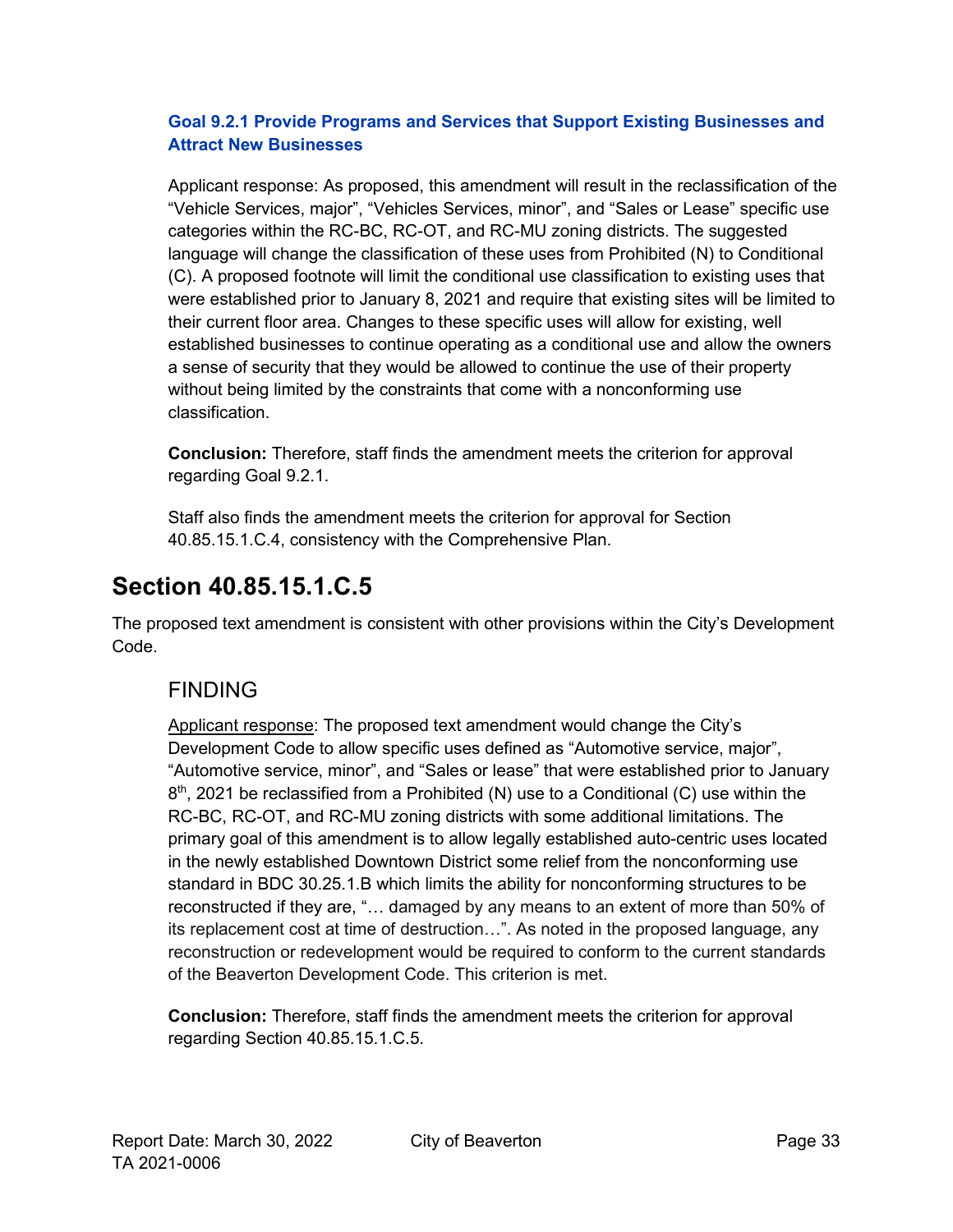### Goal 9.2.1 Provide Programs and Services that Support Existing Businesses and Attract New Businesses

Applicant response: As proposed, this amendment will result in the reclassification of the "Vehicle Services, major", "Vehicles Services, minor", and "Sales or Lease" specific use categories within the RC-BC, RC-OT, and RC-MU zoning districts. The suggested language will change the classification of these uses from Prohibited (N) to Conditional (C). A proposed footnote will limit the conditional use classification to existing uses that were established prior to January 8, 2021 and require that existing sites will be limited to their current floor area. Changes to these specific uses will allow for existing, well established businesses to continue operating as a conditional use and allow the owners a sense of security that they would be allowed to continue the use of their property without being limited by the constraints that come with a nonconforming use classification.

**Conclusion:** Therefore, staff finds the amendment meets the criterion for approval regarding Goal 9.2.1.

Staff also finds the amendment meets the criterion for approval for Section 40.85.15.1.C.4, consistency with the Comprehensive Plan.

# Section 40.85.15.1.C.5

The proposed text amendment is consistent with other provisions within the City's Development Code.

## FINDING

Applicant response: The proposed text amendment would change the City's Development Code to allow specific uses defined as "Automotive service, major", "Automotive service, minor", and "Sales or lease" that were established prior to January 8th, 2021 be reclassified from a Prohibited (N) use to a Conditional (C) use within the RC-BC, RC-OT, and RC-MU zoning districts with some additional limitations. The primary goal of this amendment is to allow legally established auto-centric uses located in the newly established Downtown District some relief from the nonconforming use standard in BDC 30.25.1.B which limits the ability for nonconforming structures to be reconstructed if they are, "… damaged by any means to an extent of more than 50% of its replacement cost at time of destruction…". As noted in the proposed language, any reconstruction or redevelopment would be required to conform to the current standards of the Beaverton Development Code. This criterion is met.

**Conclusion:** Therefore, staff finds the amendment meets the criterion for approval regarding Section 40.85.15.1.C.5.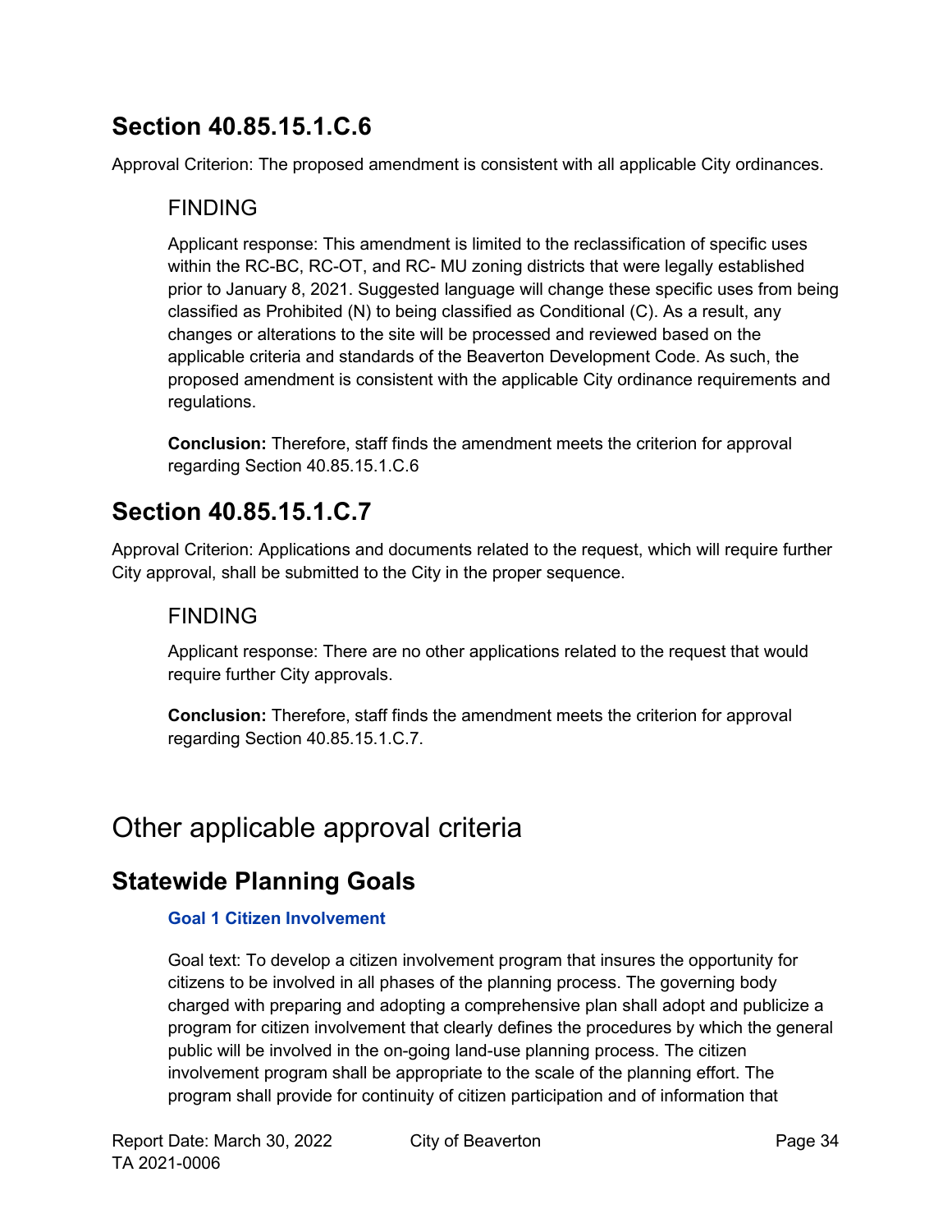## Section 40.85.15.1.C.6

Approval Criterion: The proposed amendment is consistent with all applicable City ordinances.

### FINDING

Applicant response: This amendment is limited to the reclassification of specific uses within the RC-BC, RC-OT, and RC- MU zoning districts that were legally established prior to January 8, 2021. Suggested language will change these specific uses from being classified as Prohibited (N) to being classified as Conditional (C). As a result, any changes or alterations to the site will be processed and reviewed based on the applicable criteria and standards of the Beaverton Development Code. As such, the proposed amendment is consistent with the applicable City ordinance requirements and regulations.

**Conclusion:** Therefore, staff finds the amendment meets the criterion for approval regarding Section 40.85.15.1.C.6

## Section 40.85.15.1.C.7

Approval Criterion: Applications and documents related to the request, which will require further City approval, shall be submitted to the City in the proper sequence.

### FINDING

Applicant response: There are no other applications related to the request that would require further City approvals.

**Conclusion:** Therefore, staff finds the amendment meets the criterion for approval regarding Section 40.85.15.1.C.7.

# Other applicable approval criteria

## Statewide Planning Goals

**Goal 1 Citizen Involvement**

Goal text: To develop a citizen involvement program that insures the opportunity for citizens to be involved in all phases of the planning process. The governing body charged with preparing and adopting a comprehensive plan shall adopt and publicize a program for citizen involvement that clearly defines the procedures by which the general public will be involved in the on-going land-use planning process. The citizen involvement program shall be appropriate to the scale of the planning effort. The program shall provide for continuity of citizen participation and of information that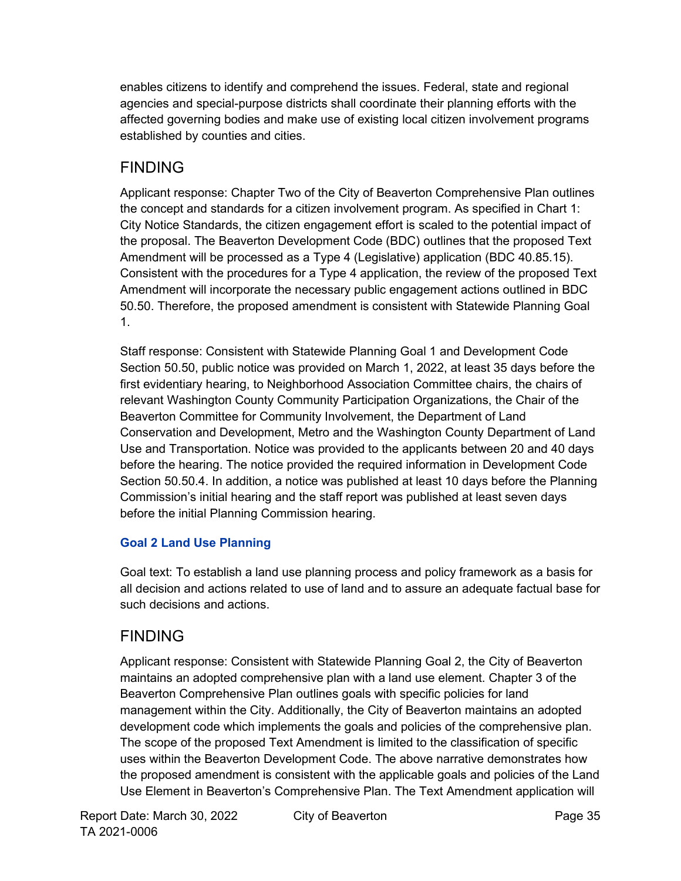enables citizens to identify and comprehend the issues. Federal, state and regional agencies and special-purpose districts shall coordinate their planning efforts with the affected governing bodies and make use of existing local citizen involvement programs established by counties and cities.

## FINDING

Applicant response: Chapter Two of the City of Beaverton Comprehensive Plan outlines the concept and standards for a citizen involvement program. As specified in Chart 1: City Notice Standards, the citizen engagement effort is scaled to the potential impact of the proposal. The Beaverton Development Code (BDC) outlines that the proposed Text Amendment will be processed as a Type 4 (Legislative) application (BDC 40.85.15). Consistent with the procedures for a Type 4 application, the review of the proposed Text Amendment will incorporate the necessary public engagement actions outlined in BDC 50.50. Therefore, the proposed amendment is consistent with Statewide Planning Goal 1.

Staff response: Consistent with Statewide Planning Goal 1 and Development Code Section 50.50, public notice was provided on March 1, 2022, at least 35 days before the first evidentiary hearing, to Neighborhood Association Committee chairs, the chairs of relevant Washington County Community Participation Organizations, the Chair of the Beaverton Committee for Community Involvement, the Department of Land Conservation and Development, Metro and the Washington County Department of Land Use and Transportation. Notice was provided to the applicants between 20 and 40 days before the hearing. The notice provided the required information in Development Code Section 50.50.4. In addition, a notice was published at least 10 days before the Planning Commission's initial hearing and the staff report was published at least seven days before the initial Planning Commission hearing.

### Goal 2 Land Use Planning

Goal text: To establish a land use planning process and policy framework as a basis for all decision and actions related to use of land and to assure an adequate factual base for such decisions and actions.

## FINDING

Applicant response: Consistent with Statewide Planning Goal 2, the City of Beaverton maintains an adopted comprehensive plan with a land use element. Chapter 3 of the Beaverton Comprehensive Plan outlines goals with specific policies for land management within the City. Additionally, the City of Beaverton maintains an adopted development code which implements the goals and policies of the comprehensive plan. The scope of the proposed Text Amendment is limited to the classification of specific uses within the Beaverton Development Code. The above narrative demonstrates how the proposed amendment is consistent with the applicable goals and policies of the Land Use Element in Beaverton's Comprehensive Plan. The Text Amendment application will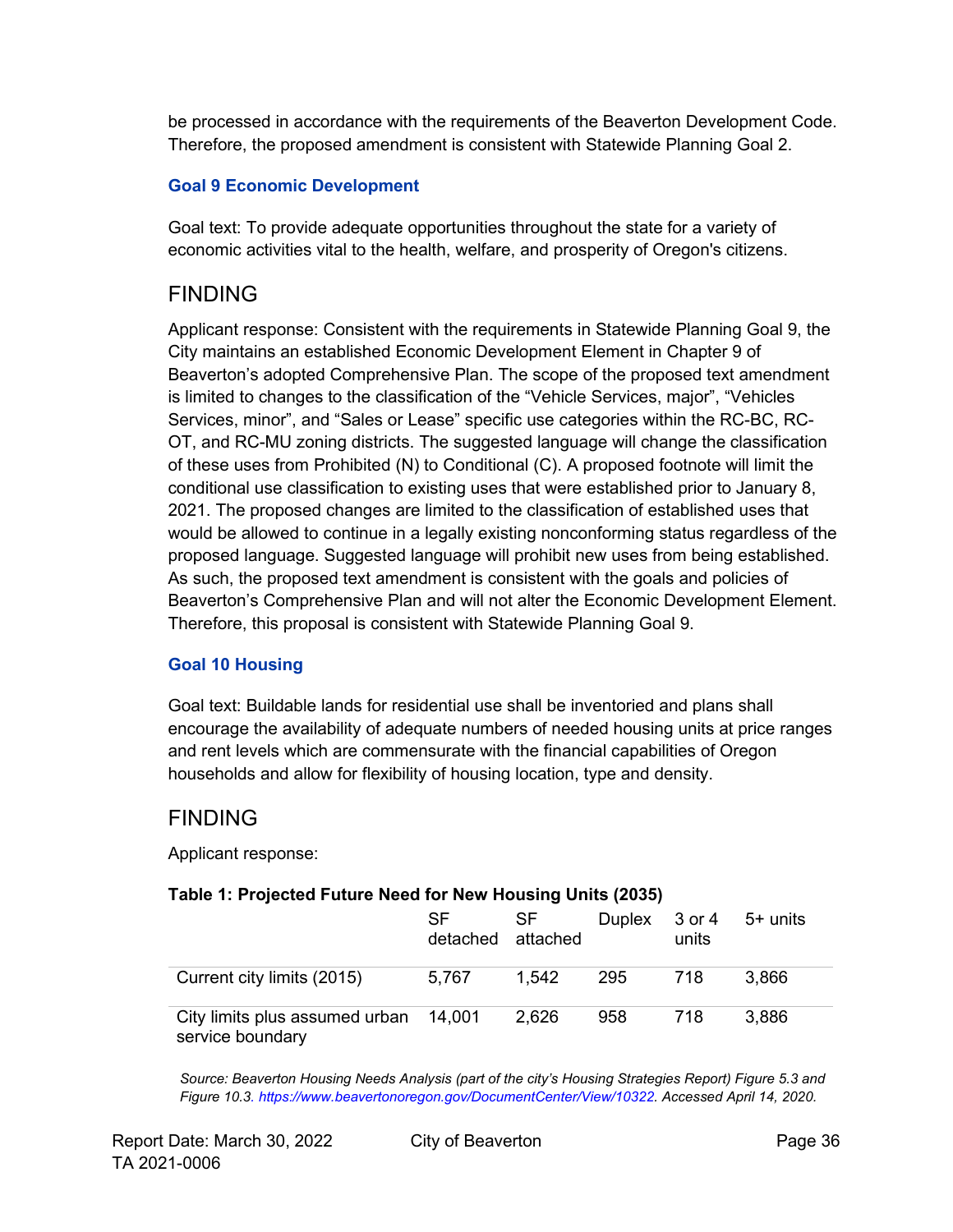be processed in accordance with the requirements of the Beaverton Development Code. Therefore, the proposed amendment is consistent with Statewide Planning Goal 2.

### Goal 9 Economic Development

Goal text: To provide adequate opportunities throughout the state for a variety of economic activities vital to the health, welfare, and prosperity of Oregon's citizens.

## FINDING

Applicant response: Consistent with the requirements in Statewide Planning Goal 9, the City maintains an established Economic Development Element in Chapter 9 of Beaverton's adopted Comprehensive Plan. The scope of the proposed text amendment is limited to changes to the classification of the "Vehicle Services, major", "Vehicles Services, minor", and "Sales or Lease" specific use categories within the RC-BC, RC-OT, and RC-MU zoning districts. The suggested language will change the classification of these uses from Prohibited (N) to Conditional (C). A proposed footnote will limit the conditional use classification to existing uses that were established prior to January 8, 2021. The proposed changes are limited to the classification of established uses that would be allowed to continue in a legally existing nonconforming status regardless of the proposed language. Suggested language will prohibit new uses from being established. As such, the proposed text amendment is consistent with the goals and policies of Beaverton's Comprehensive Plan and will not alter the Economic Development Element. Therefore, this proposal is consistent with Statewide Planning Goal 9.

### Goal 10 Housing

Goal text: Buildable lands for residential use shall be inventoried and plans shall encourage the availability of adequate numbers of needed housing units at price ranges and rent levels which are commensurate with the financial capabilities of Oregon households and allow for flexibility of housing location, type and density.

## FINDING

Applicant response:

**Table 1: Projected Future Need for New Housing Units (2035)**

| | SF detached | SF attached | Duplex | 3 or 4 units | 5+ units |
|---|---|---|---|---|---|
| Current city limits (2015) | 5,767 | 1,542 | 295 | 718 | 3,866 |
| City limits plus assumed urban service boundary | 14,001 | 2,626 | 958 | 718 | 3,886 |

*Source: Beaverton Housing Needs Analysis (part of the city's Housing Strategies Report) Figure 5.3 and Figure 10.3. https://www.beavertonoregon.gov/DocumentCenter/View/10322. Accessed April 14, 2020.*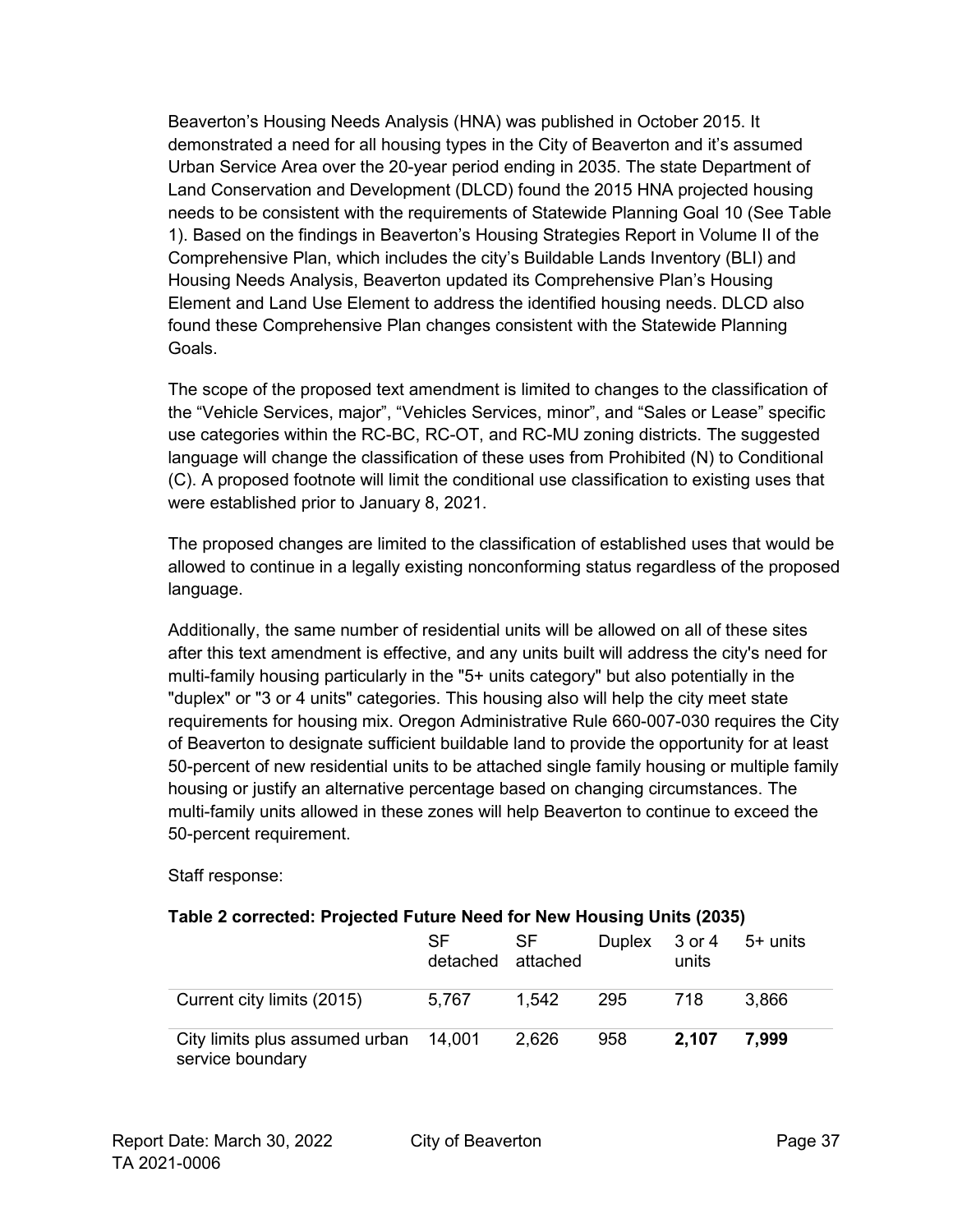Beaverton's Housing Needs Analysis (HNA) was published in October 2015. It demonstrated a need for all housing types in the City of Beaverton and it's assumed Urban Service Area over the 20-year period ending in 2035. The state Department of Land Conservation and Development (DLCD) found the 2015 HNA projected housing needs to be consistent with the requirements of Statewide Planning Goal 10 (See Table 1). Based on the findings in Beaverton's Housing Strategies Report in Volume II of the Comprehensive Plan, which includes the city's Buildable Lands Inventory (BLI) and Housing Needs Analysis, Beaverton updated its Comprehensive Plan's Housing Element and Land Use Element to address the identified housing needs. DLCD also found these Comprehensive Plan changes consistent with the Statewide Planning Goals.

The scope of the proposed text amendment is limited to changes to the classification of the "Vehicle Services, major", "Vehicles Services, minor", and "Sales or Lease" specific use categories within the RC-BC, RC-OT, and RC-MU zoning districts. The suggested language will change the classification of these uses from Prohibited (N) to Conditional (C). A proposed footnote will limit the conditional use classification to existing uses that were established prior to January 8, 2021.

The proposed changes are limited to the classification of established uses that would be allowed to continue in a legally existing nonconforming status regardless of the proposed language.

Additionally, the same number of residential units will be allowed on all of these sites after this text amendment is effective, and any units built will address the city's need for multi-family housing particularly in the "5+ units category" but also potentially in the "duplex" or "3 or 4 units" categories. This housing also will help the city meet state requirements for housing mix. Oregon Administrative Rule 660-007-030 requires the City of Beaverton to designate sufficient buildable land to provide the opportunity for at least 50-percent of new residential units to be attached single family housing or multiple family housing or justify an alternative percentage based on changing circumstances. The multi-family units allowed in these zones will help Beaverton to continue to exceed the 50-percent requirement.

Staff response:

**Table 2 corrected: Projected Future Need for New Housing Units (2035)**

| | SF detached | SF attached | Duplex | 3 or 4 units | 5+ units |
|---|---|---|---|---|---|
| Current city limits (2015) | 5,767 | 1,542 | 295 | 718 | 3,866 |
| City limits plus assumed urban service boundary | 14,001 | 2,626 | 958 | **2,107** | **7,999** |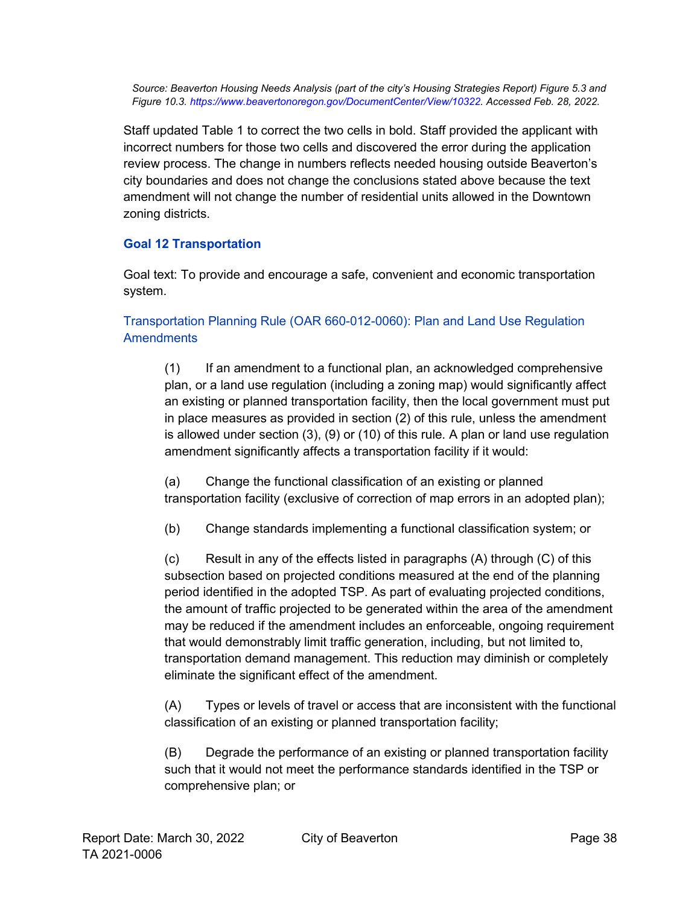*Source: Beaverton Housing Needs Analysis (part of the city's Housing Strategies Report) Figure 5.3 and Figure 10.3. https://www.beavertonoregon.gov/DocumentCenter/View/10322. Accessed Feb. 28, 2022.*

Staff updated Table 1 to correct the two cells in bold. Staff provided the applicant with incorrect numbers for those two cells and discovered the error during the application review process. The change in numbers reflects needed housing outside Beaverton's city boundaries and does not change the conclusions stated above because the text amendment will not change the number of residential units allowed in the Downtown zoning districts.

### Goal 12 Transportation

Goal text: To provide and encourage a safe, convenient and economic transportation system.

#### Transportation Planning Rule (OAR 660-012-0060): Plan and Land Use Regulation Amendments

(1) If an amendment to a functional plan, an acknowledged comprehensive plan, or a land use regulation (including a zoning map) would significantly affect an existing or planned transportation facility, then the local government must put in place measures as provided in section (2) of this rule, unless the amendment is allowed under section (3), (9) or (10) of this rule. A plan or land use regulation amendment significantly affects a transportation facility if it would:

(a) Change the functional classification of an existing or planned transportation facility (exclusive of correction of map errors in an adopted plan);

(b) Change standards implementing a functional classification system; or

(c) Result in any of the effects listed in paragraphs (A) through (C) of this subsection based on projected conditions measured at the end of the planning period identified in the adopted TSP. As part of evaluating projected conditions, the amount of traffic projected to be generated within the area of the amendment may be reduced if the amendment includes an enforceable, ongoing requirement that would demonstrably limit traffic generation, including, but not limited to, transportation demand management. This reduction may diminish or completely eliminate the significant effect of the amendment.

(A) Types or levels of travel or access that are inconsistent with the functional classification of an existing or planned transportation facility;

(B) Degrade the performance of an existing or planned transportation facility such that it would not meet the performance standards identified in the TSP or comprehensive plan; or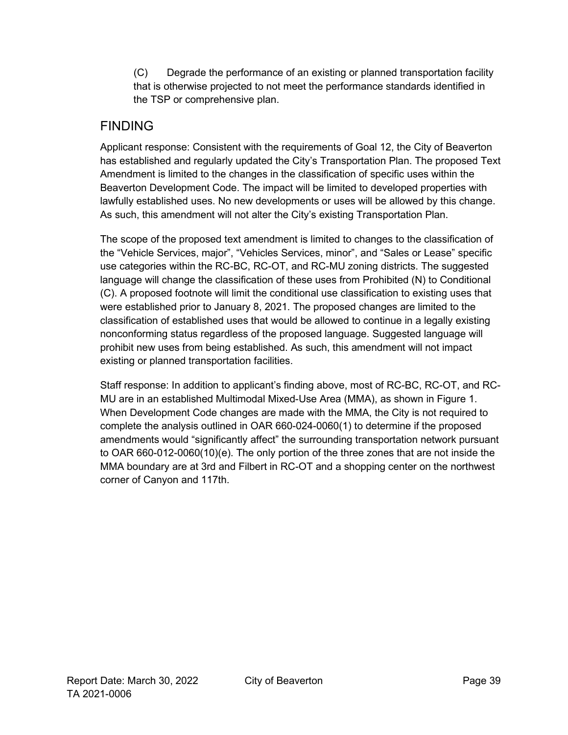(C) Degrade the performance of an existing or planned transportation facility that is otherwise projected to not meet the performance standards identified in the TSP or comprehensive plan.

## FINDING

Applicant response: Consistent with the requirements of Goal 12, the City of Beaverton has established and regularly updated the City's Transportation Plan. The proposed Text Amendment is limited to the changes in the classification of specific uses within the Beaverton Development Code. The impact will be limited to developed properties with lawfully established uses. No new developments or uses will be allowed by this change. As such, this amendment will not alter the City's existing Transportation Plan.

The scope of the proposed text amendment is limited to changes to the classification of the "Vehicle Services, major", "Vehicles Services, minor", and "Sales or Lease" specific use categories within the RC-BC, RC-OT, and RC-MU zoning districts. The suggested language will change the classification of these uses from Prohibited (N) to Conditional (C). A proposed footnote will limit the conditional use classification to existing uses that were established prior to January 8, 2021. The proposed changes are limited to the classification of established uses that would be allowed to continue in a legally existing nonconforming status regardless of the proposed language. Suggested language will prohibit new uses from being established. As such, this amendment will not impact existing or planned transportation facilities.

Staff response: In addition to applicant's finding above, most of RC-BC, RC-OT, and RC-MU are in an established Multimodal Mixed-Use Area (MMA), as shown in Figure 1. When Development Code changes are made with the MMA, the City is not required to complete the analysis outlined in OAR 660-024-0060(1) to determine if the proposed amendments would "significantly affect" the surrounding transportation network pursuant to OAR 660-012-0060(10)(e). The only portion of the three zones that are not inside the MMA boundary are at 3rd and Filbert in RC-OT and a shopping center on the northwest corner of Canyon and 117th.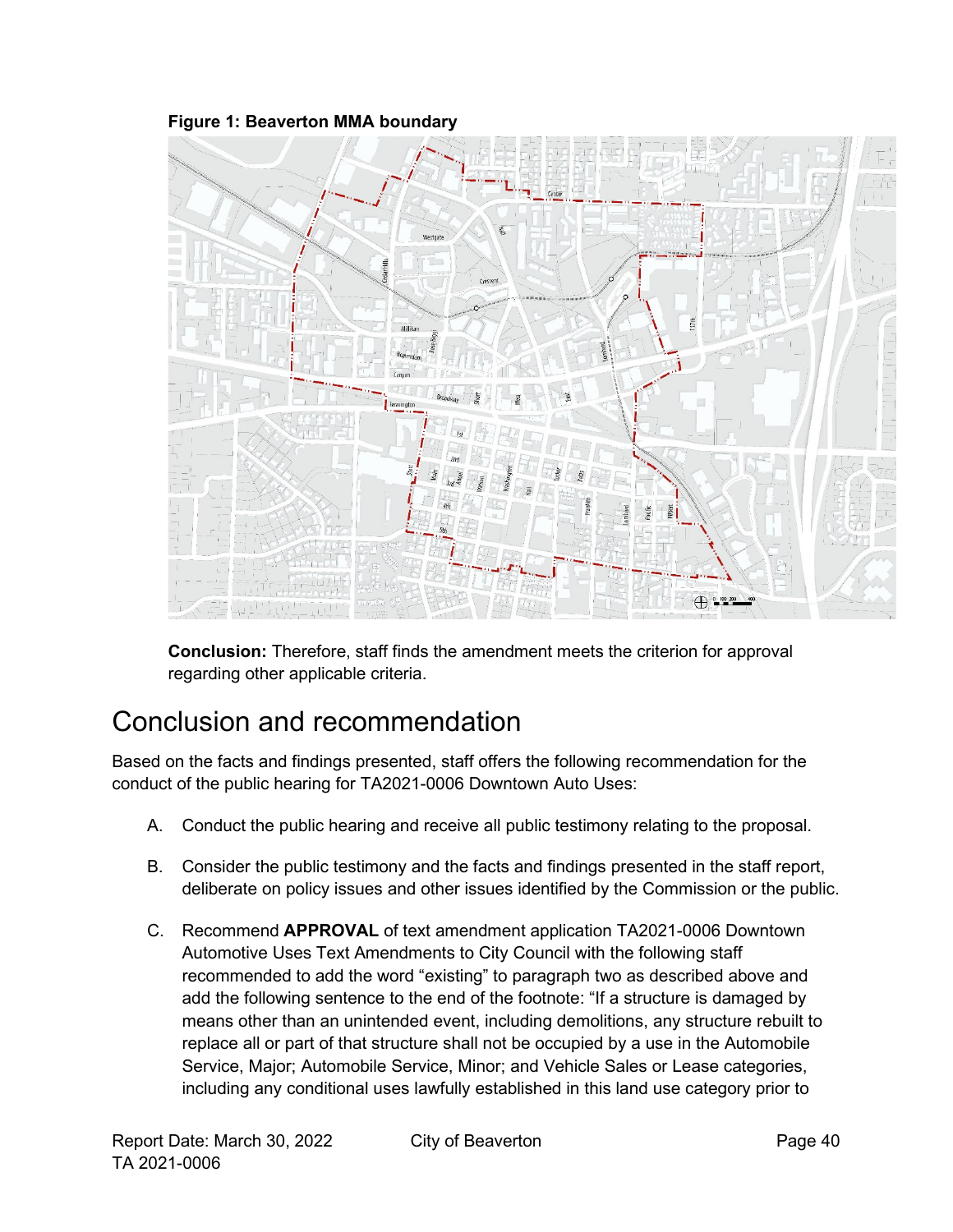**Figure 1: Beaverton MMA boundary**

**Conclusion:** Therefore, staff finds the amendment meets the criterion for approval regarding other applicable criteria.

# Conclusion and recommendation

Based on the facts and findings presented, staff offers the following recommendation for the conduct of the public hearing for TA2021-0006 Downtown Auto Uses:

A. Conduct the public hearing and receive all public testimony relating to the proposal.

B. Consider the public testimony and the facts and findings presented in the staff report, deliberate on policy issues and other issues identified by the Commission or the public.

C. Recommend **APPROVAL** of text amendment application TA2021-0006 Downtown Automotive Uses Text Amendments to City Council with the following staff recommended to add the word "existing" to paragraph two as described above and add the following sentence to the end of the footnote: "If a structure is damaged by means other than an unintended event, including demolitions, any structure rebuilt to replace all or part of that structure shall not be occupied by a use in the Automobile Service, Major; Automobile Service, Minor; and Vehicle Sales or Lease categories, including any conditional uses lawfully established in this land use category prior to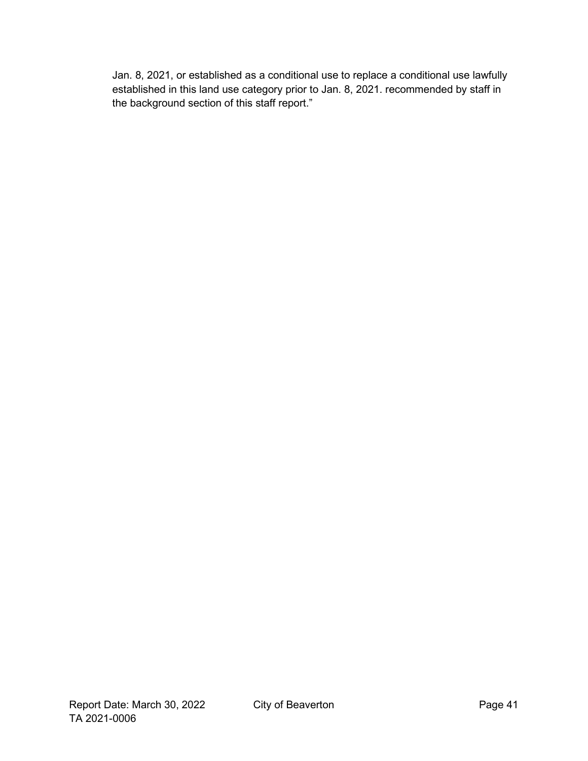Jan. 8, 2021, or established as a conditional use to replace a conditional use lawfully established in this land use category prior to Jan. 8, 2021. recommended by staff in the background section of this staff report."